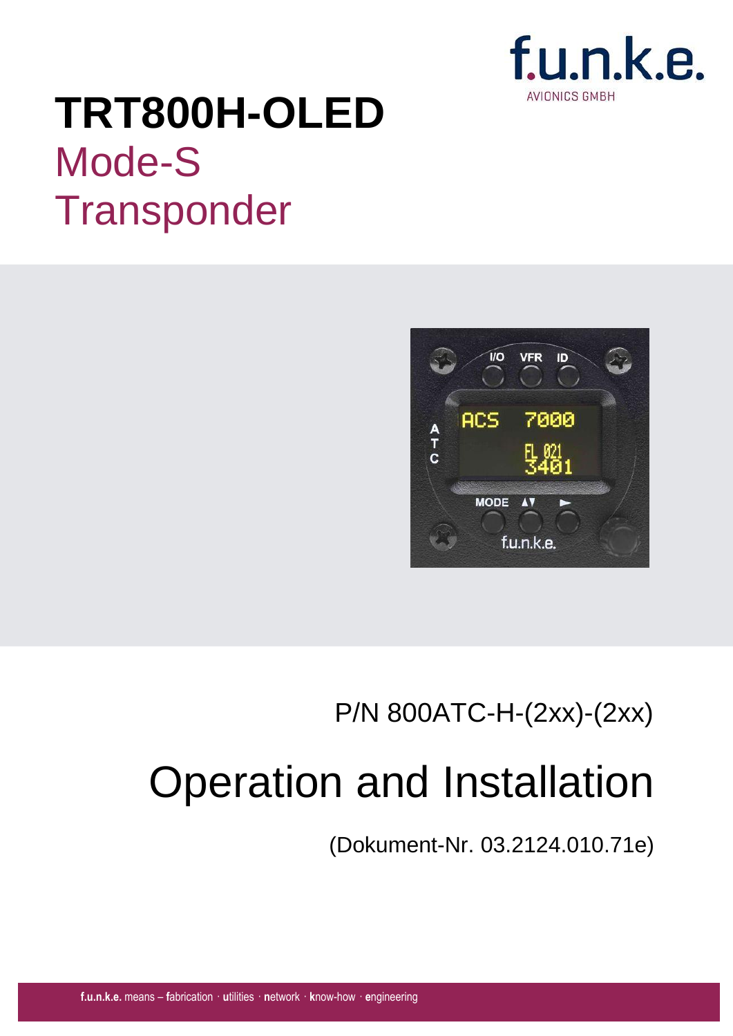f.u.n.k.e. AVIONICS GMBH

# TRT800H-OLED

## Mode-S Transponder

P/N 800ATC-H-(2xx)-(2xx)

# Operation and Installation

(Dokument-Nr. 03.2124.010.71e)

**f.u.n.k.e.** means – **f**abrication · **u**tilities · **n**etwork · **k**now-how · **e**ngineering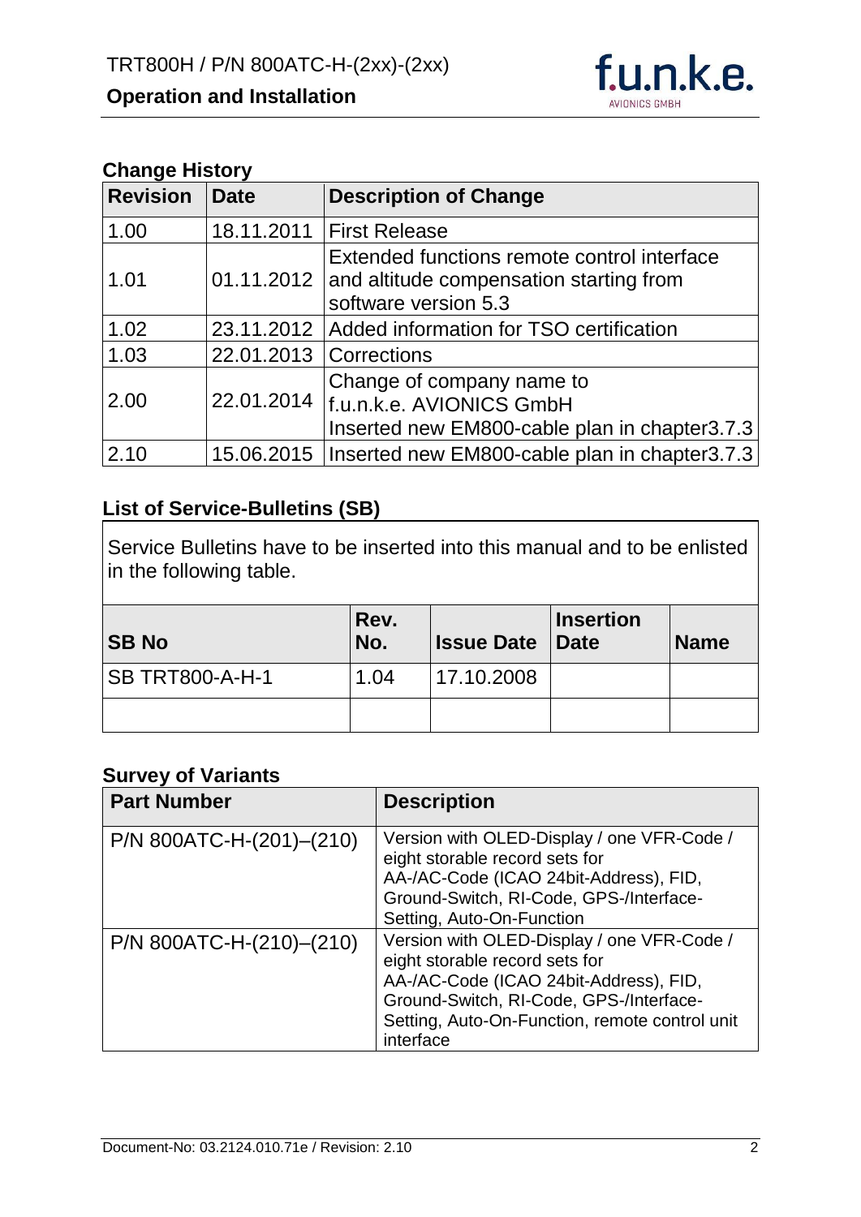## Change History

| Revision | Date | Description of Change |
|---|---|---|
| 1.00 | 18.11.2011 | First Release |
| 1.01 | 01.11.2012 | Extended functions remote control interface and altitude compensation starting from software version 5.3 |
| 1.02 | 23.11.2012 | Added information for TSO certification |
| 1.03 | 22.01.2013 | Corrections |
| 2.00 | 22.01.2014 | Change of company name to f.u.n.k.e. AVIONICS GmbH<br>Inserted new EM800-cable plan in chapter3.7.3 |
| 2.10 | 15.06.2015 | Inserted new EM800-cable plan in chapter3.7.3 |

## List of Service-Bulletins (SB)

Service Bulletins have to be inserted into this manual and to be enlisted in the following table.

| SB No | Rev. No. | Issue Date | Insertion Date | Name |
|---|---|---|---|---|
| SB TRT800-A-H-1 | 1.04 | 17.10.2008 | | |
| | | | | |

## Survey of Variants

| Part Number | Description |
|---|---|
| P/N 800ATC-H-(201)–(210) | Version with OLED-Display / one VFR-Code / eight storable record sets for AA-/AC-Code (ICAO 24bit-Address), FID, Ground-Switch, RI-Code, GPS-/Interface-Setting, Auto-On-Function |
| P/N 800ATC-H-(210)–(210) | Version with OLED-Display / one VFR-Code / eight storable record sets for AA-/AC-Code (ICAO 24bit-Address), FID, Ground-Switch, RI-Code, GPS-/Interface-Setting, Auto-On-Function, remote control unit interface |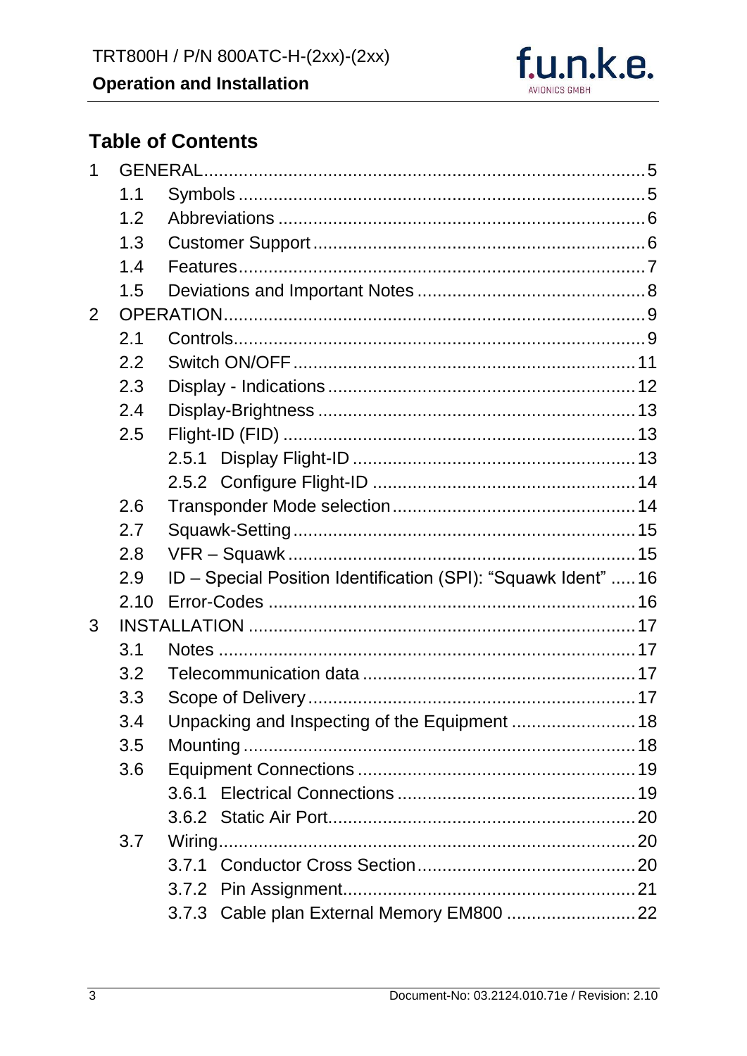## Table of Contents

1 GENERAL........................................................................................5
  - 1.1 Symbols.................................................................................5
  - 1.2 Abbreviations.........................................................................6
  - 1.3 Customer Support..................................................................6
  - 1.4 Features.................................................................................7
  - 1.5 Deviations and Important Notes.............................................8

2 OPERATION....................................................................................9
  - 2.1 Controls..................................................................................9
  - 2.2 Switch ON/OFF.....................................................................11
  - 2.3 Display - Indications.............................................................12
  - 2.4 Display-Brightness................................................................13
  - 2.5 Flight-ID (FID).......................................................................13
    - 2.5.1 Display Flight-ID.........................................................13
    - 2.5.2 Configure Flight-ID.....................................................14
  - 2.6 Transponder Mode selection.................................................14
  - 2.7 Squawk-Setting.....................................................................15
  - 2.8 VFR – Squawk......................................................................15
  - 2.9 ID – Special Position Identification (SPI): "Squawk Ident"......16
  - 2.10 Error-Codes.........................................................................16

3 INSTALLATION..............................................................................17
  - 3.1 Notes....................................................................................17
  - 3.2 Telecommunication data.......................................................17
  - 3.3 Scope of Delivery..................................................................17
  - 3.4 Unpacking and Inspecting of the Equipment.........................18
  - 3.5 Mounting...............................................................................18
  - 3.6 Equipment Connections........................................................19
    - 3.6.1 Electrical Connections................................................19
    - 3.6.2 Static Air Port..............................................................20
  - 3.7 Wiring...................................................................................20
    - 3.7.1 Conductor Cross Section............................................20
    - 3.7.2 Pin Assignment...........................................................21
    - 3.7.3 Cable plan External Memory EM800..........................22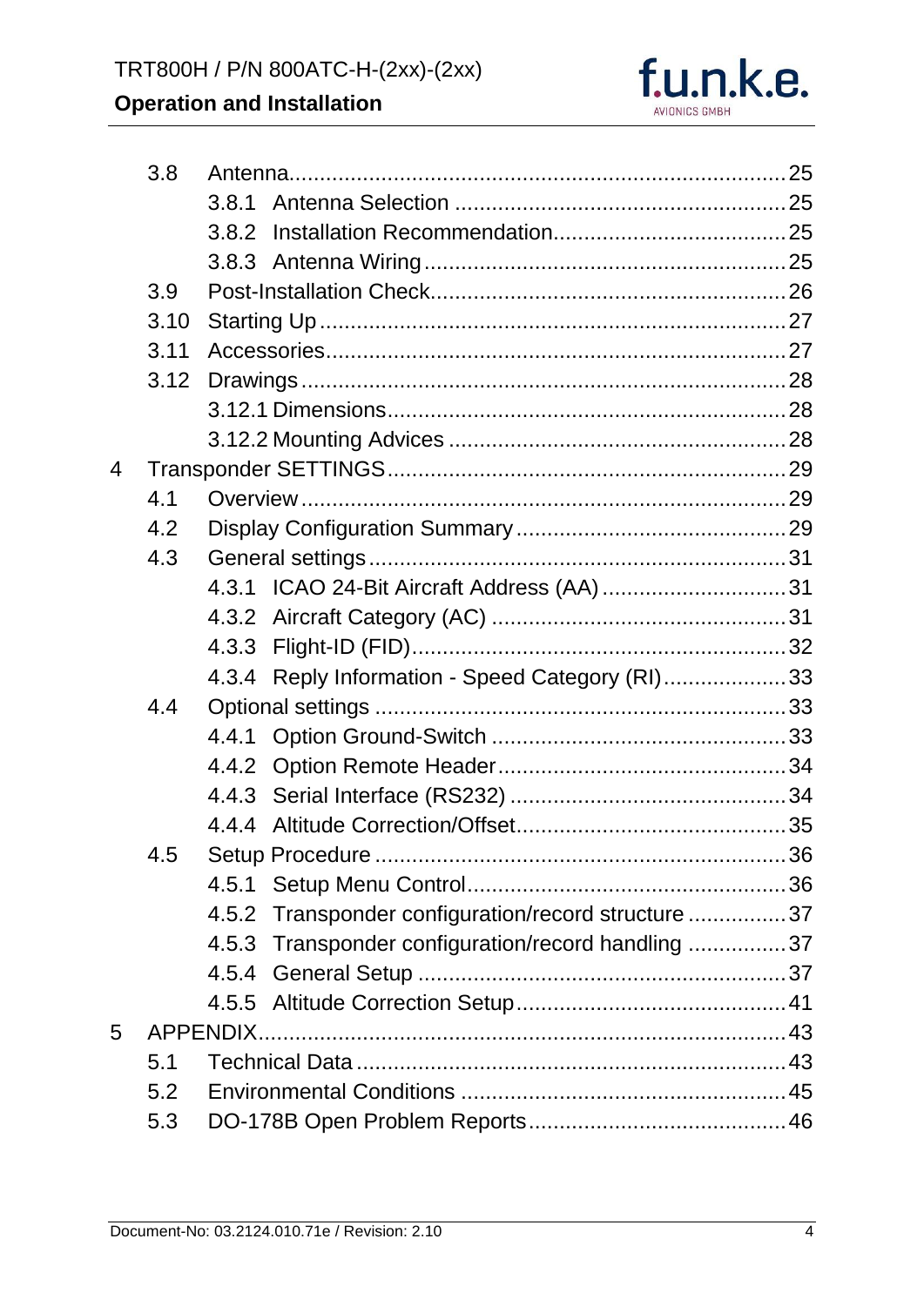- 3.8 Antenna ... 25
  - 3.8.1 Antenna Selection ... 25
  - 3.8.2 Installation Recommendation ... 25
  - 3.8.3 Antenna Wiring ... 25
- 3.9 Post-Installation Check ... 26
- 3.10 Starting Up ... 27
- 3.11 Accessories ... 27
- 3.12 Drawings ... 28
  - 3.12.1 Dimensions ... 28
  - 3.12.2 Mounting Advices ... 28

4 Transponder SETTINGS ... 29
- 4.1 Overview ... 29
- 4.2 Display Configuration Summary ... 29
- 4.3 General settings ... 31
  - 4.3.1 ICAO 24-Bit Aircraft Address (AA) ... 31
  - 4.3.2 Aircraft Category (AC) ... 31
  - 4.3.3 Flight-ID (FID) ... 32
  - 4.3.4 Reply Information - Speed Category (RI) ... 33
- 4.4 Optional settings ... 33
  - 4.4.1 Option Ground-Switch ... 33
  - 4.4.2 Option Remote Header ... 34
  - 4.4.3 Serial Interface (RS232) ... 34
  - 4.4.4 Altitude Correction/Offset ... 35
- 4.5 Setup Procedure ... 36
  - 4.5.1 Setup Menu Control ... 36
  - 4.5.2 Transponder configuration/record structure ... 37
  - 4.5.3 Transponder configuration/record handling ... 37
  - 4.5.4 General Setup ... 37
  - 4.5.5 Altitude Correction Setup ... 41

5 APPENDIX ... 43
- 5.1 Technical Data ... 43
- 5.2 Environmental Conditions ... 45
- 5.3 DO-178B Open Problem Reports ... 46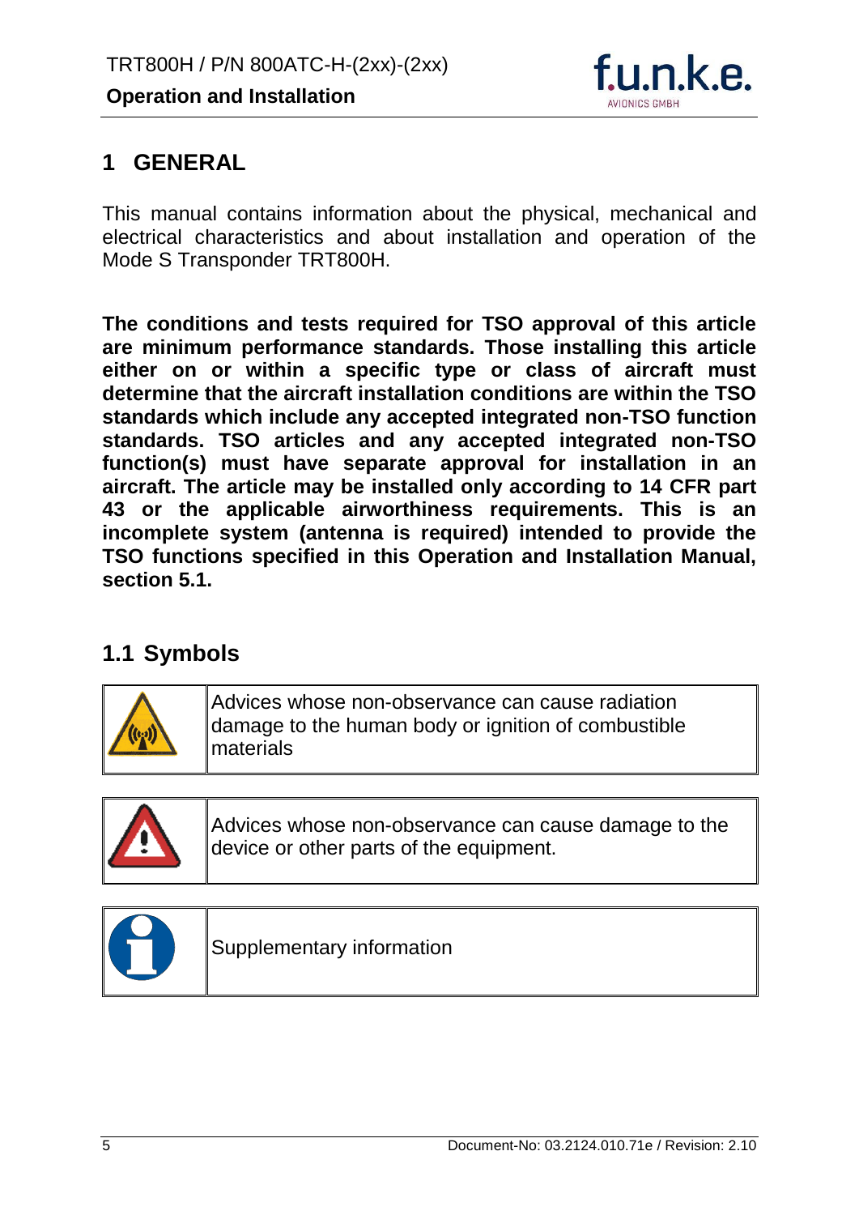# 1 GENERAL

This manual contains information about the physical, mechanical and electrical characteristics and about installation and operation of the Mode S Transponder TRT800H.

**The conditions and tests required for TSO approval of this article are minimum performance standards. Those installing this article either on or within a specific type or class of aircraft must determine that the aircraft installation conditions are within the TSO standards which include any accepted integrated non-TSO function standards. TSO articles and any accepted integrated non-TSO function(s) must have separate approval for installation in an aircraft. The article may be installed only according to 14 CFR part 43 or the applicable airworthiness requirements. This is an incomplete system (antenna is required) intended to provide the TSO functions specified in this Operation and Installation Manual, section 5.1.**

## 1.1 Symbols

| | |
|---|---|
| | Advices whose non-observance can cause radiation damage to the human body or ignition of combustible materials |
| | Advices whose non-observance can cause damage to the device or other parts of the equipment. |
| | Supplementary information |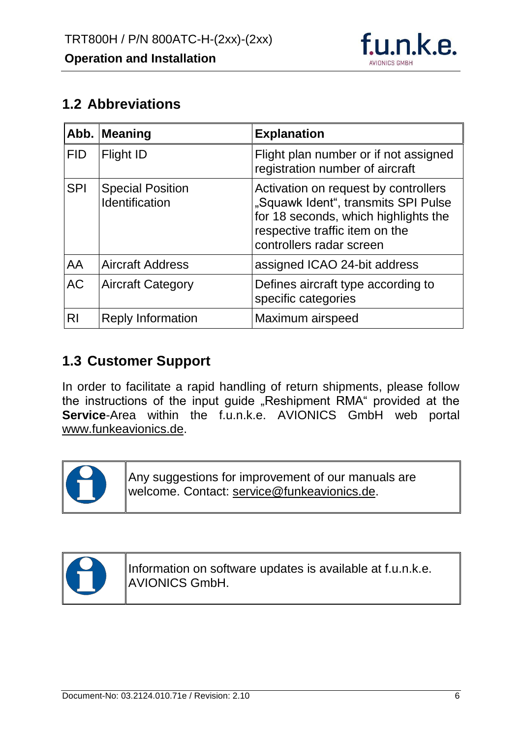## 1.2 Abbreviations

| Abb. | Meaning | Explanation |
|---|---|---|
| FID | Flight ID | Flight plan number or if not assigned registration number of aircraft |
| SPI | Special Position Identification | Activation on request by controllers „Squawk Ident“, transmits SPI Pulse for 18 seconds, which highlights the respective traffic item on the controllers radar screen |
| AA | Aircraft Address | assigned ICAO 24-bit address |
| AC | Aircraft Category | Defines aircraft type according to specific categories |
| RI | Reply Information | Maximum airspeed |

## 1.3 Customer Support

In order to facilitate a rapid handling of return shipments, please follow the instructions of the input guide „Reshipment RMA“ provided at the **Service**-Area within the f.u.n.k.e. AVIONICS GmbH web portal www.funkeavionics.de.

| | |
|---|---|
| ℹ | Any suggestions for improvement of our manuals are welcome. Contact: service@funkeavionics.de. |

| | |
|---|---|
| ℹ | Information on software updates is available at f.u.n.k.e. AVIONICS GmbH. |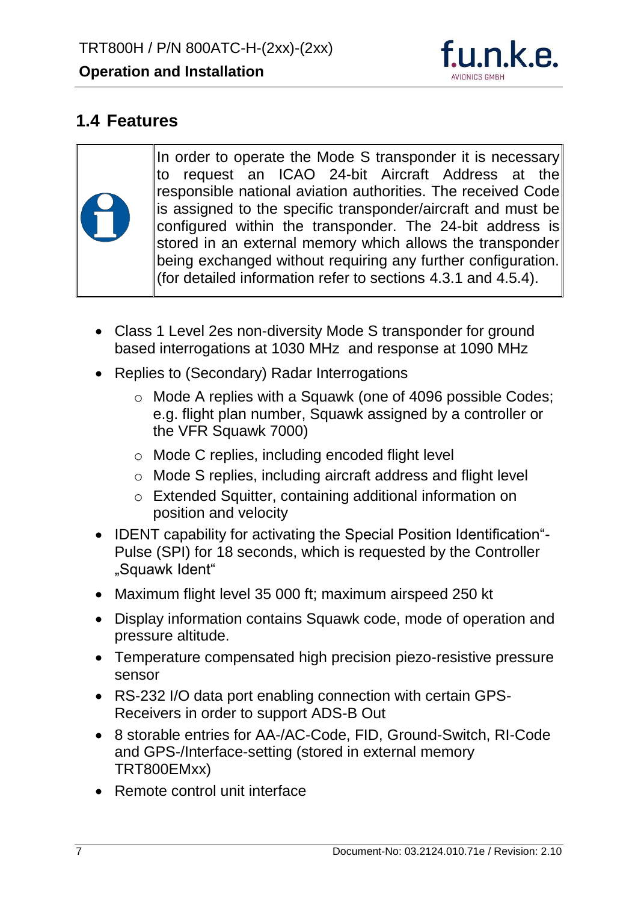## 1.4 Features

> In order to operate the Mode S transponder it is necessary to request an ICAO 24-bit Aircraft Address at the responsible national aviation authorities. The received Code is assigned to the specific transponder/aircraft and must be configured within the transponder. The 24-bit address is stored in an external memory which allows the transponder being exchanged without requiring any further configuration. (for detailed information refer to sections 4.3.1 and 4.5.4).

- Class 1 Level 2es non-diversity Mode S transponder for ground based interrogations at 1030 MHz and response at 1090 MHz
- Replies to (Secondary) Radar Interrogations
  - Mode A replies with a Squawk (one of 4096 possible Codes; e.g. flight plan number, Squawk assigned by a controller or the VFR Squawk 7000)
  - Mode C replies, including encoded flight level
  - Mode S replies, including aircraft address and flight level
  - Extended Squitter, containing additional information on position and velocity
- IDENT capability for activating the Special Position Identification"-Pulse (SPI) for 18 seconds, which is requested by the Controller „Squawk Ident"
- Maximum flight level 35 000 ft; maximum airspeed 250 kt
- Display information contains Squawk code, mode of operation and pressure altitude.
- Temperature compensated high precision piezo-resistive pressure sensor
- RS-232 I/O data port enabling connection with certain GPS-Receivers in order to support ADS-B Out
- 8 storable entries for AA-/AC-Code, FID, Ground-Switch, RI-Code and GPS-/Interface-setting (stored in external memory TRT800EMxx)
- Remote control unit interface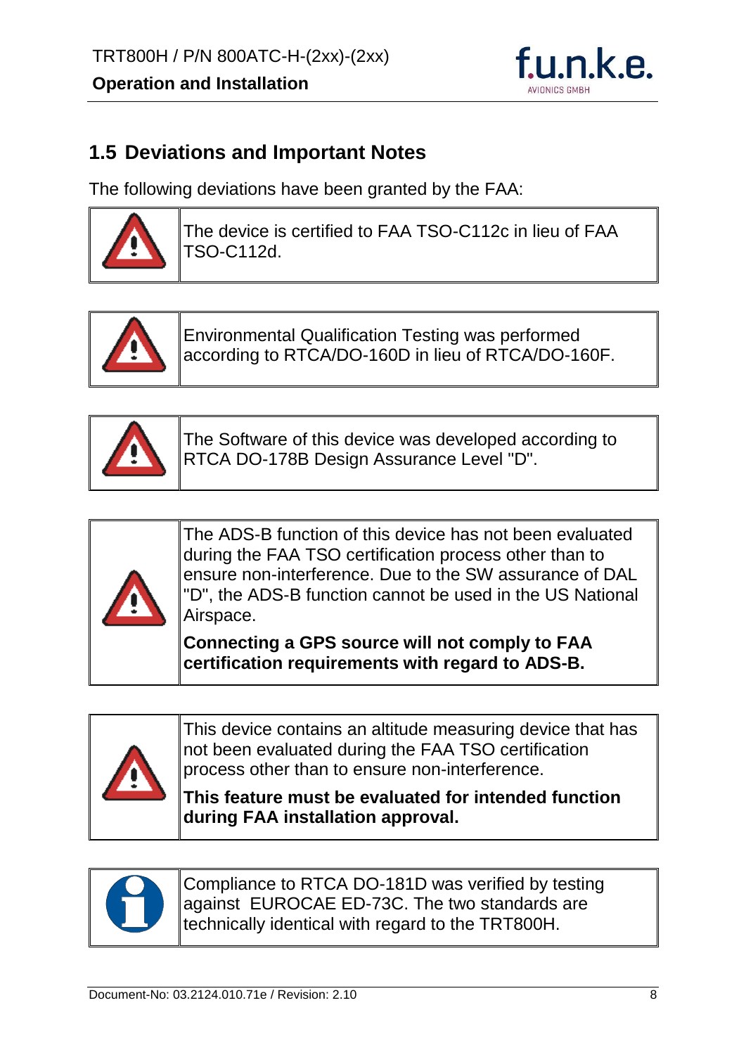## 1.5 Deviations and Important Notes

The following deviations have been granted by the FAA:

| | |
|---|---|
| ⚠ | The device is certified to FAA TSO-C112c in lieu of FAA TSO-C112d. |

| | |
|---|---|
| ⚠ | Environmental Qualification Testing was performed according to RTCA/DO-160D in lieu of RTCA/DO-160F. |

| | |
|---|---|
| ⚠ | The Software of this device was developed according to RTCA DO-178B Design Assurance Level "D". |

| | |
|---|---|
| ⚠ | The ADS-B function of this device has not been evaluated during the FAA TSO certification process other than to ensure non-interference. Due to the SW assurance of DAL "D", the ADS-B function cannot be used in the US National Airspace.<br>**Connecting a GPS source will not comply to FAA certification requirements with regard to ADS-B.** |

| | |
|---|---|
| ⚠ | This device contains an altitude measuring device that has not been evaluated during the FAA TSO certification process other than to ensure non-interference.<br>**This feature must be evaluated for intended function during FAA installation approval.** |

| | |
|---|---|
| ℹ | Compliance to RTCA DO-181D was verified by testing against EUROCAE ED-73C. The two standards are technically identical with regard to the TRT800H. |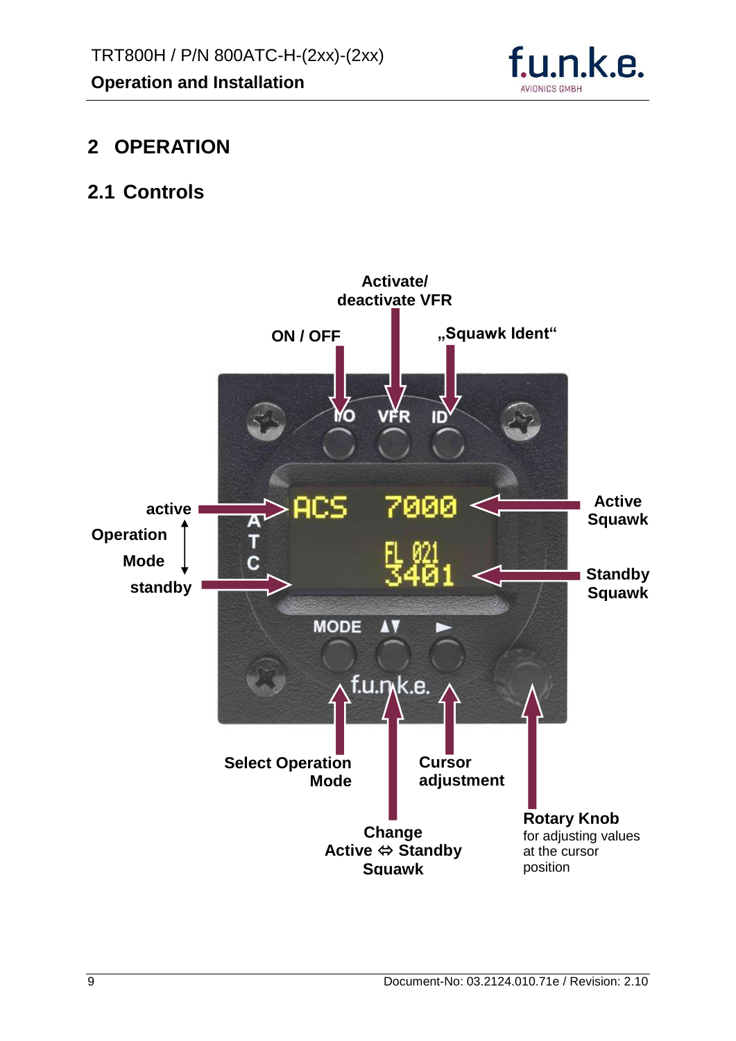# 2 OPERATION

## 2.1 Controls

Activate/ deactivate VFR

ON / OFF

„Squawk Ident“

active

Operation Mode

standby

Active Squawk

Standby Squawk

Select Operation Mode

Cursor adjustment

Change Active ⇔ Standby Squawk

**Rotary Knob** for adjusting values at the cursor position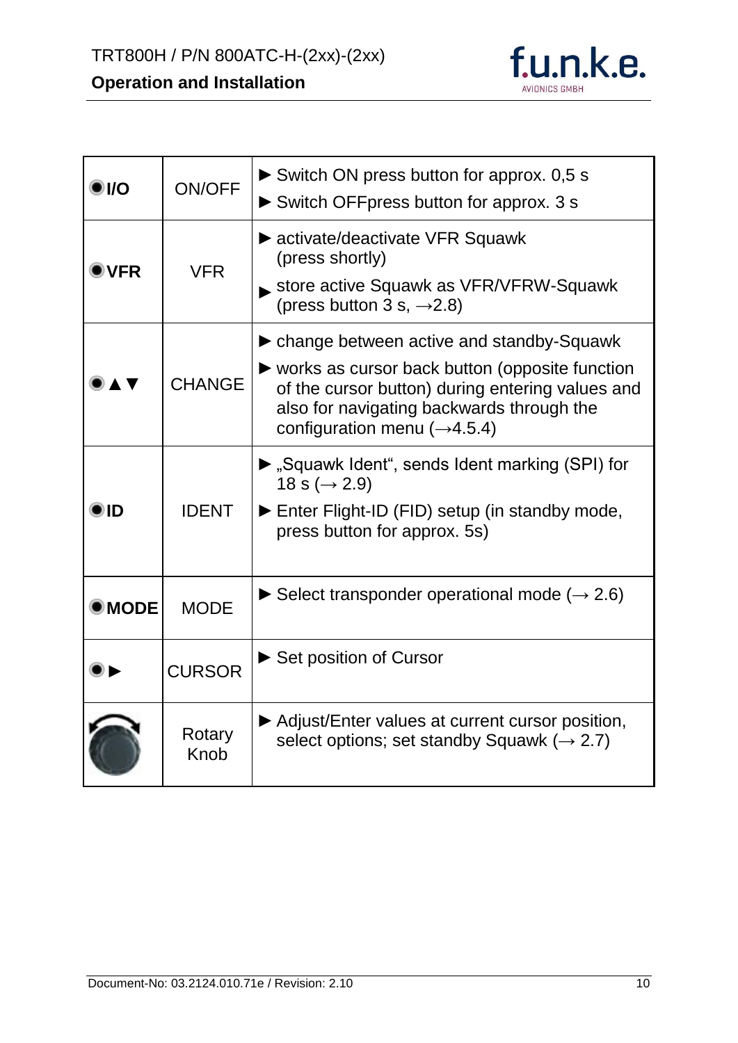| | | |
|---|---|---|
| ◉ **I/O** | ON/OFF | ► Switch ON press button for approx. 0,5 s<br>► Switch OFFpress button for approx. 3 s |
| ◉ **VFR** | VFR | ► activate/deactivate VFR Squawk (press shortly)<br>► store active Squawk as VFR/VFRW-Squawk (press button 3 s, →2.8) |
| ◉ ▲▼ | CHANGE | ► change between active and standby-Squawk<br>► works as cursor back button (opposite function of the cursor button) during entering values and also for navigating backwards through the configuration menu (→4.5.4) |
| ◉ **ID** | IDENT | ► „Squawk Ident", sends Ident marking (SPI) for 18 s (→ 2.9)<br>► Enter Flight-ID (FID) setup (in standby mode, press button for approx. 5s) |
| ◉ **MODE** | MODE | ► Select transponder operational mode (→ 2.6) |
| ◉ ► | CURSOR | ► Set position of Cursor |
| | Rotary Knob | ► Adjust/Enter values at current cursor position, select options; set standby Squawk (→ 2.7) |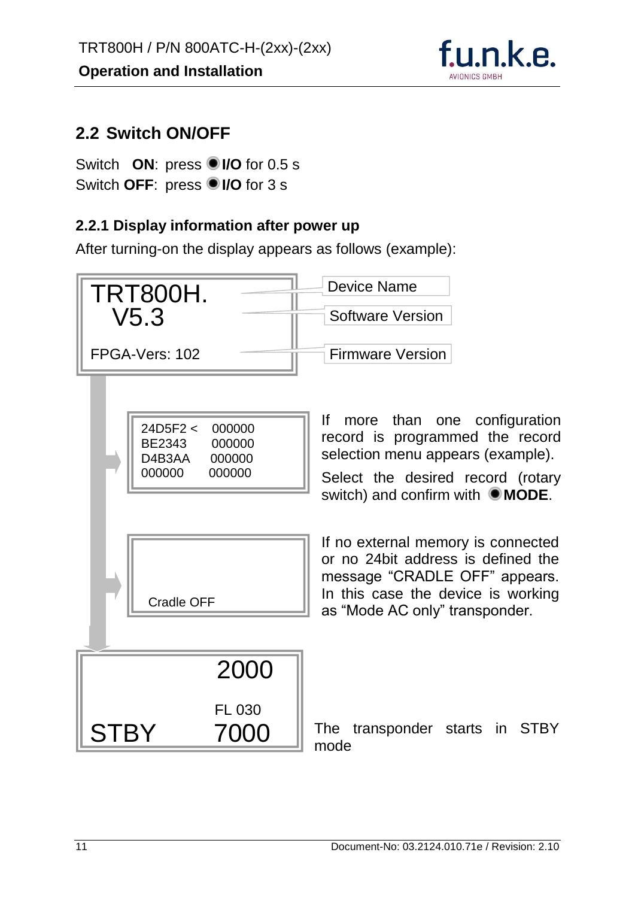## 2.2 Switch ON/OFF

Switch **ON**: press ● **I/O** for 0.5 s
Switch **OFF**: press ● **I/O** for 3 s

### 2.2.1 Display information after power up

After turning-on the display appears as follows (example):

```
TRT800H.
 V5.3

FPGA-Vers: 102
```

- TRT800H. — Device Name
- V5.3 — Software Version
- FPGA-Vers: 102 — Firmware Version

```
24D5F2 <   000000
BE2343     000000
D4B3AA     000000
000000     000000
```

If more than one configuration record is programmed the record selection menu appears (example).

Select the desired record (rotary switch) and confirm with ● **MODE**.

```
Cradle OFF
```

If no external memory is connected or no 24bit address is defined the message “CRADLE OFF” appears. In this case the device is working as “Mode AC only” transponder.

```
          2000

          FL 030
STBY      7000
```

The transponder starts in STBY mode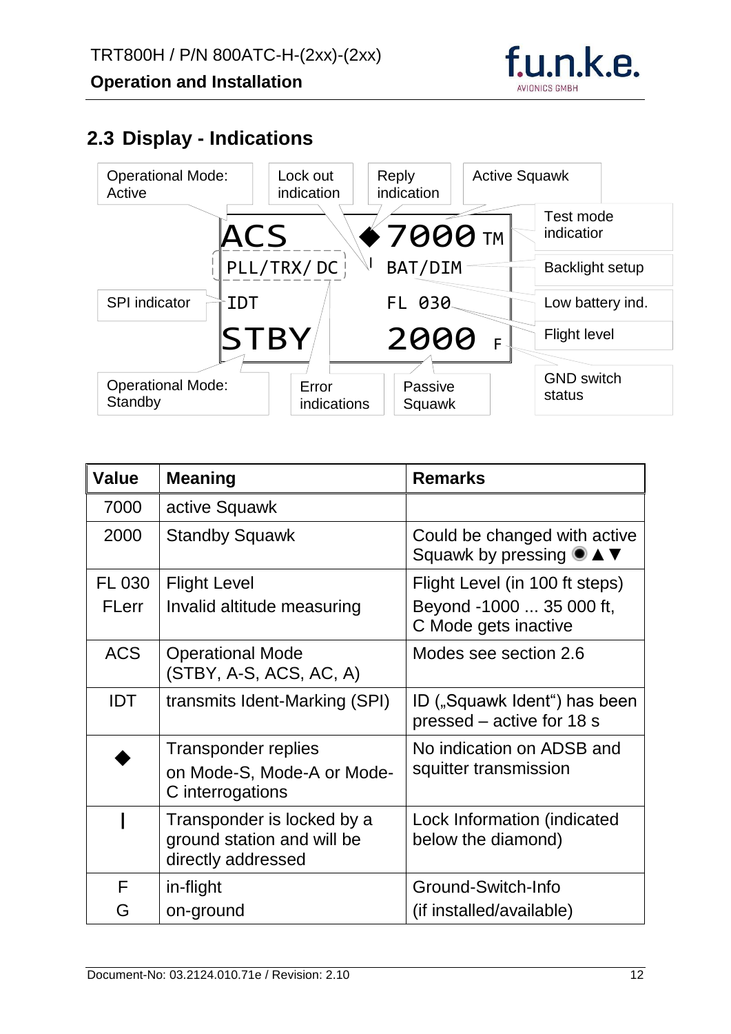## 2.3 Display - Indications

Operational Mode: Active

Lock out indication

Reply indication

Active Squawk

Test mode indicator

Backlight setup

Low battery ind.

Flight level

GND switch status

SPI indicator

Operational Mode: Standby

Error indications

Passive Squawk

```
ACS          ◆ 7000 TM
PLL/TRX/DC   |  BAT/DIM
IDT             FL 030
STBY            2000  F
```

| Value | Meaning | Remarks |
|---|---|---|
| 7000 | active Squawk | |
| 2000 | Standby Squawk | Could be changed with active Squawk by pressing ◉ ▲ ▼ |
| FL 030<br>FLerr | Flight Level<br>Invalid altitude measuring | Flight Level (in 100 ft steps)<br>Beyond -1000 ... 35 000 ft, C Mode gets inactive |
| ACS | Operational Mode (STBY, A-S, ACS, AC, A) | Modes see section 2.6 |
| IDT | transmits Ident-Marking (SPI) | ID („Squawk Ident“) has been pressed – active for 18 s |
| ◆ | Transponder replies on Mode-S, Mode-A or Mode-C interrogations | No indication on ADSB and squitter transmission |
| \| | Transponder is locked by a ground station and will be directly addressed | Lock Information (indicated below the diamond) |
| F<br>G | in-flight<br>on-ground | Ground-Switch-Info<br>(if installed/available) |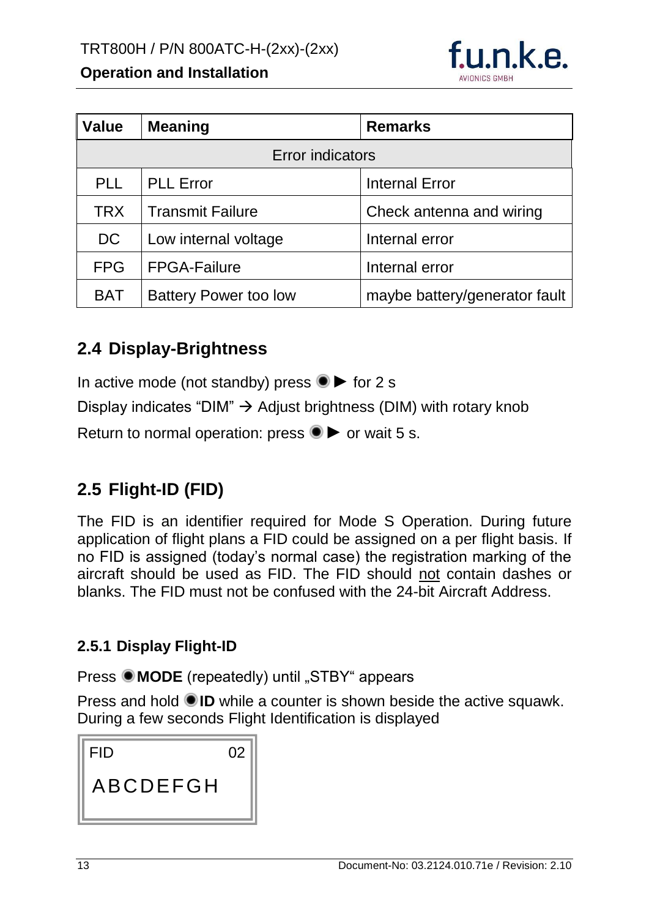| Value | Meaning | Remarks |
|---|---|---|
| Error indicators | | |
| PLL | PLL Error | Internal Error |
| TRX | Transmit Failure | Check antenna and wiring |
| DC | Low internal voltage | Internal error |
| FPG | FPGA-Failure | Internal error |
| BAT | Battery Power too low | maybe battery/generator fault |

## 2.4 Display-Brightness

In active mode (not standby) press ◉ ► for 2 s

Display indicates "DIM" → Adjust brightness (DIM) with rotary knob

Return to normal operation: press ◉ ► or wait 5 s.

## 2.5 Flight-ID (FID)

The FID is an identifier required for Mode S Operation. During future application of flight plans a FID could be assigned on a per flight basis. If no FID is assigned (today's normal case) the registration marking of the aircraft should be used as FID. The FID should not contain dashes or blanks. The FID must not be confused with the 24-bit Aircraft Address.

### 2.5.1 Display Flight-ID

Press ◉ **MODE** (repeatedly) until „STBY" appears

Press and hold ◉ **ID** while a counter is shown beside the active squawk. During a few seconds Flight Identification is displayed

```
FID             02
ABCDEFGH
```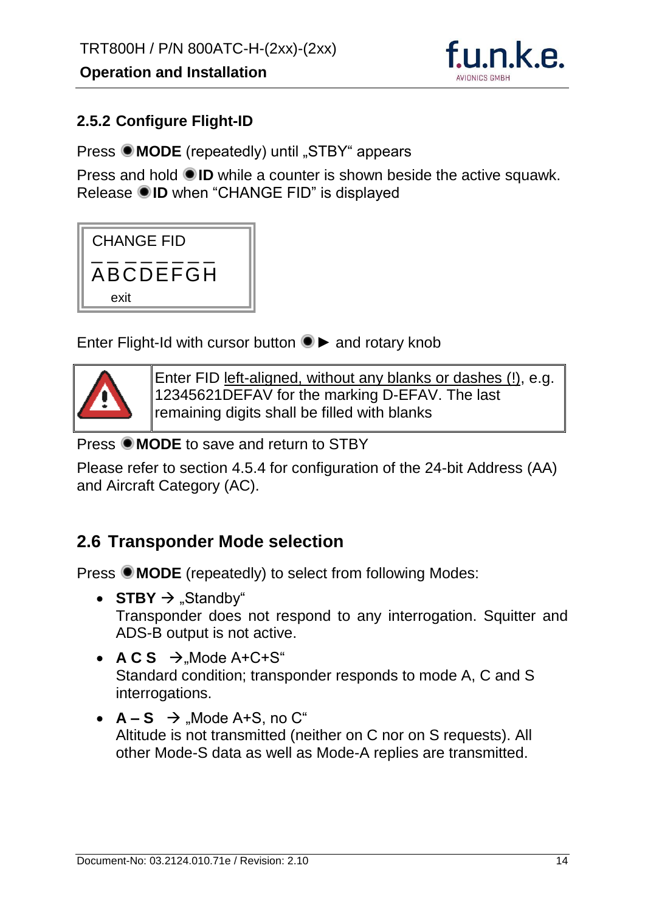## 2.5.2 Configure Flight-ID

Press ● **MODE** (repeatedly) until „STBY" appears

Press and hold ● **ID** while a counter is shown beside the active squawk. Release ● **ID** when "CHANGE FID" is displayed

| CHANGE FID |
|---|
| _ _ _ _ _ _ _ _ |
| ABCDEFGH |
| exit |

Enter Flight-Id with cursor button ● ► and rotary knob

| ⚠ | Enter FID left-aligned, without any blanks or dashes (!), e.g. 12345621DEFAV for the marking D-EFAV. The last remaining digits shall be filled with blanks |
|---|---|

Press ● **MODE** to save and return to STBY

Please refer to section 4.5.4 for configuration of the 24-bit Address (AA) and Aircraft Category (AC).

## 2.6 Transponder Mode selection

Press ● **MODE** (repeatedly) to select from following Modes:

- **STBY** → „Standby"
  Transponder does not respond to any interrogation. Squitter and ADS-B output is not active.
- **A C S** →„Mode A+C+S"
  Standard condition; transponder responds to mode A, C and S interrogations.
- **A – S** → „Mode A+S, no C"
  Altitude is not transmitted (neither on C nor on S requests). All other Mode-S data as well as Mode-A replies are transmitted.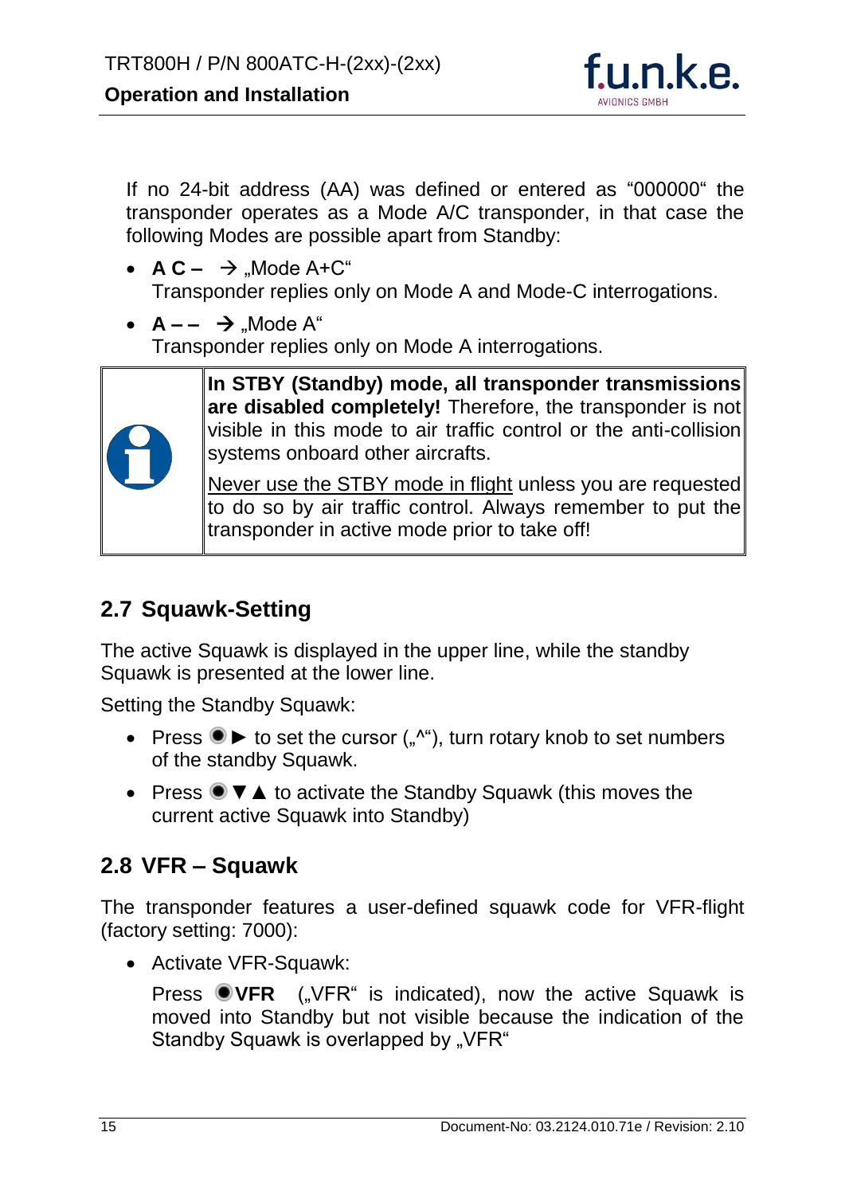If no 24-bit address (AA) was defined or entered as “000000“ the transponder operates as a Mode A/C transponder, in that case the following Modes are possible apart from Standby:

- **A C –** → „Mode A+C“
  Transponder replies only on Mode A and Mode-C interrogations.
- **A – –** → „Mode A“
  Transponder replies only on Mode A interrogations.

| | |
|---|---|
| ℹ | **In STBY (Standby) mode, all transponder transmissions are disabled completely!** Therefore, the transponder is not visible in this mode to air traffic control or the anti-collision systems onboard other aircrafts.<br><br><u>Never use the STBY mode in flight</u> unless you are requested to do so by air traffic control. Always remember to put the transponder in active mode prior to take off! |

## 2.7 Squawk-Setting

The active Squawk is displayed in the upper line, while the standby Squawk is presented at the lower line.

Setting the Standby Squawk:

- Press ◉► to set the cursor („^“), turn rotary knob to set numbers of the standby Squawk.
- Press ◉▼▲ to activate the Standby Squawk (this moves the current active Squawk into Standby)

## 2.8 VFR – Squawk

The transponder features a user-defined squawk code for VFR-flight (factory setting: 7000):

- Activate VFR-Squawk:

  Press ◉**VFR** („VFR“ is indicated), now the active Squawk is moved into Standby but not visible because the indication of the Standby Squawk is overlapped by „VFR“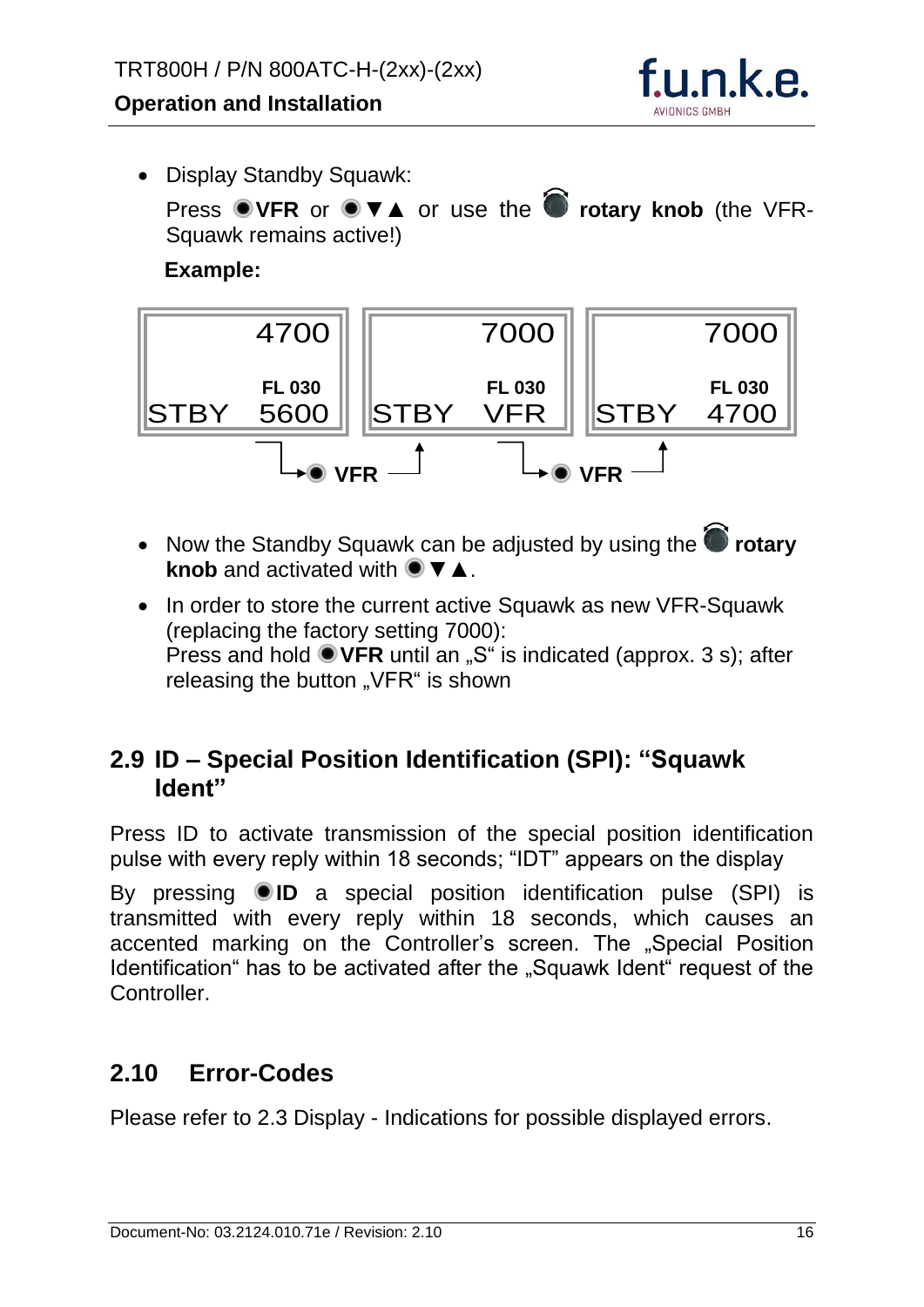- Display Standby Squawk:
  Press ●**VFR** or ●▼▲ or use the **rotary knob** (the VFR-Squawk remains active!)

  **Example:**

| 4700 | 7000 | 7000 |
|---|---|---|
| FL 030 | FL 030 | FL 030 |
| STBY 5600 | STBY VFR | STBY 4700 |

● **VFR** ● **VFR**

- Now the Standby Squawk can be adjusted by using the **rotary knob** and activated with ●▼▲.
- In order to store the current active Squawk as new VFR-Squawk (replacing the factory setting 7000):
  Press and hold ●**VFR** until an „S" is indicated (approx. 3 s); after releasing the button „VFR" is shown

## 2.9 ID – Special Position Identification (SPI): "Squawk Ident"

Press ID to activate transmission of the special position identification pulse with every reply within 18 seconds; "IDT" appears on the display

By pressing ●**ID** a special position identification pulse (SPI) is transmitted with every reply within 18 seconds, which causes an accented marking on the Controller's screen. The „Special Position Identification" has to be activated after the „Squawk Ident" request of the Controller.

## 2.10 Error-Codes

Please refer to 2.3 Display - Indications for possible displayed errors.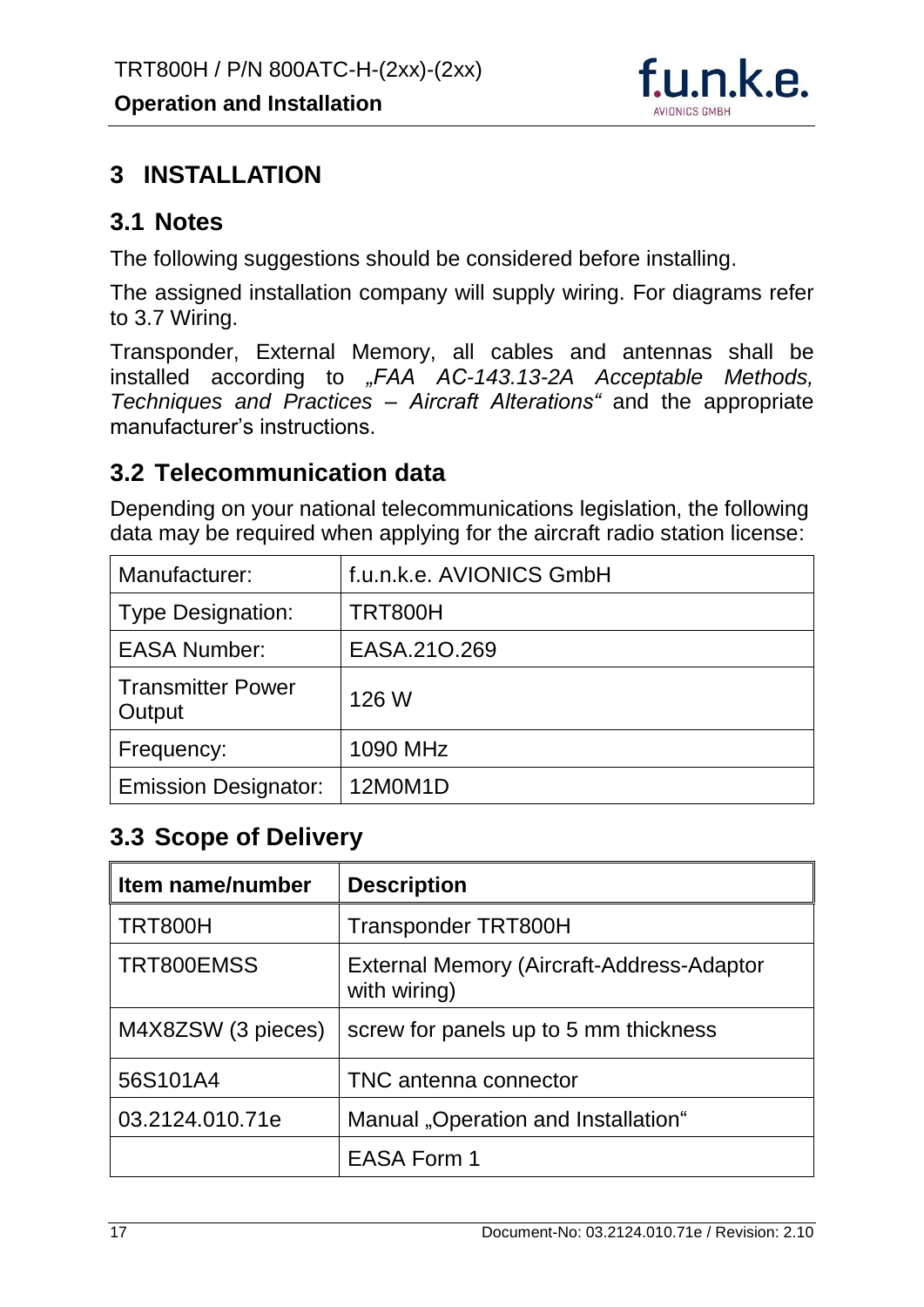# 3 INSTALLATION

## 3.1 Notes

The following suggestions should be considered before installing.

The assigned installation company will supply wiring. For diagrams refer to 3.7 Wiring.

Transponder, External Memory, all cables and antennas shall be installed according to *„FAA AC-143.13-2A Acceptable Methods, Techniques and Practices – Aircraft Alterations“* and the appropriate manufacturer's instructions.

## 3.2 Telecommunication data

Depending on your national telecommunications legislation, the following data may be required when applying for the aircraft radio station license:

| | |
|---|---|
| Manufacturer: | f.u.n.k.e. AVIONICS GmbH |
| Type Designation: | TRT800H |
| EASA Number: | EASA.21O.269 |
| Transmitter Power Output | 126 W |
| Frequency: | 1090 MHz |
| Emission Designator: | 12M0M1D |

## 3.3 Scope of Delivery

| Item name/number | Description |
|---|---|
| TRT800H | Transponder TRT800H |
| TRT800EMSS | External Memory (Aircraft-Address-Adaptor with wiring) |
| M4X8ZSW (3 pieces) | screw for panels up to 5 mm thickness |
| 56S101A4 | TNC antenna connector |
| 03.2124.010.71e | Manual „Operation and Installation“ |
| | EASA Form 1 |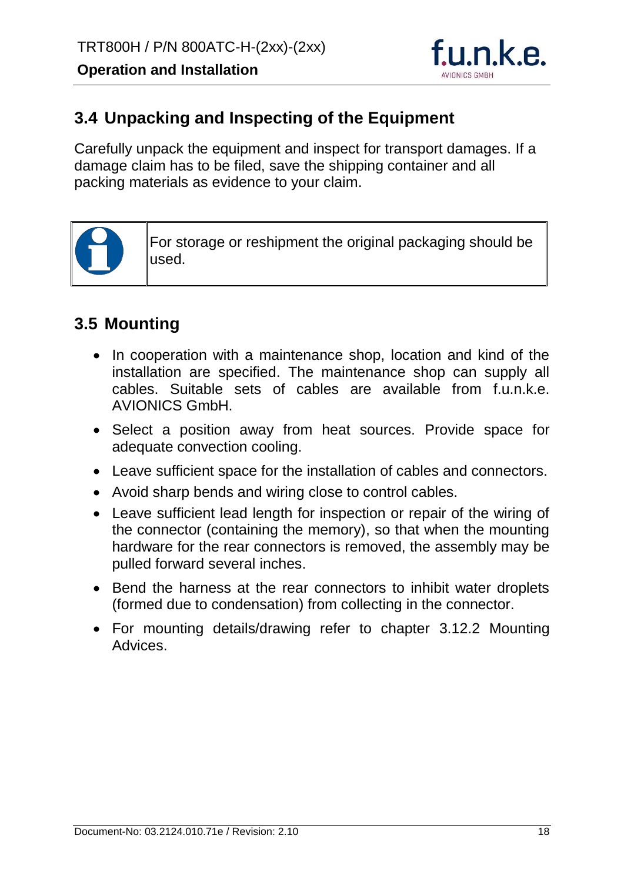## 3.4 Unpacking and Inspecting of the Equipment

Carefully unpack the equipment and inspect for transport damages. If a damage claim has to be filed, save the shipping container and all packing materials as evidence to your claim.

| | |
|---|---|
| ℹ | For storage or reshipment the original packaging should be used. |

## 3.5 Mounting

- In cooperation with a maintenance shop, location and kind of the installation are specified. The maintenance shop can supply all cables. Suitable sets of cables are available from f.u.n.k.e. AVIONICS GmbH.
- Select a position away from heat sources. Provide space for adequate convection cooling.
- Leave sufficient space for the installation of cables and connectors.
- Avoid sharp bends and wiring close to control cables.
- Leave sufficient lead length for inspection or repair of the wiring of the connector (containing the memory), so that when the mounting hardware for the rear connectors is removed, the assembly may be pulled forward several inches.
- Bend the harness at the rear connectors to inhibit water droplets (formed due to condensation) from collecting in the connector.
- For mounting details/drawing refer to chapter 3.12.2 Mounting Advices.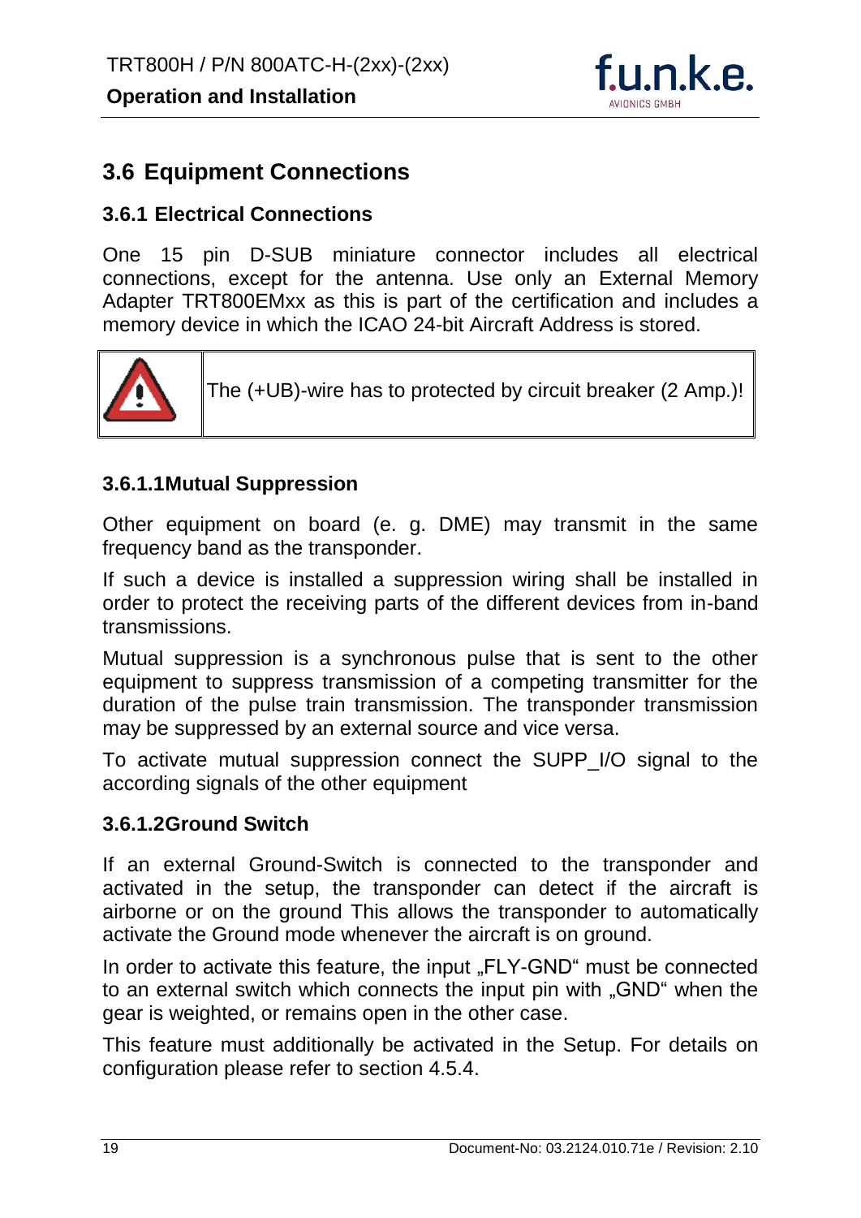## 3.6 Equipment Connections

### 3.6.1 Electrical Connections

One 15 pin D-SUB miniature connector includes all electrical connections, except for the antenna. Use only an External Memory Adapter TRT800EMxx as this is part of the certification and includes a memory device in which the ICAO 24-bit Aircraft Address is stored.

| | |
|---|---|
| ⚠ | The (+UB)-wire has to protected by circuit breaker (2 Amp.)! |

#### 3.6.1.1 Mutual Suppression

Other equipment on board (e. g. DME) may transmit in the same frequency band as the transponder.

If such a device is installed a suppression wiring shall be installed in order to protect the receiving parts of the different devices from in-band transmissions.

Mutual suppression is a synchronous pulse that is sent to the other equipment to suppress transmission of a competing transmitter for the duration of the pulse train transmission. The transponder transmission may be suppressed by an external source and vice versa.

To activate mutual suppression connect the SUPP_I/O signal to the according signals of the other equipment

#### 3.6.1.2 Ground Switch

If an external Ground-Switch is connected to the transponder and activated in the setup, the transponder can detect if the aircraft is airborne or on the ground This allows the transponder to automatically activate the Ground mode whenever the aircraft is on ground.

In order to activate this feature, the input „FLY-GND" must be connected to an external switch which connects the input pin with „GND" when the gear is weighted, or remains open in the other case.

This feature must additionally be activated in the Setup. For details on configuration please refer to section 4.5.4.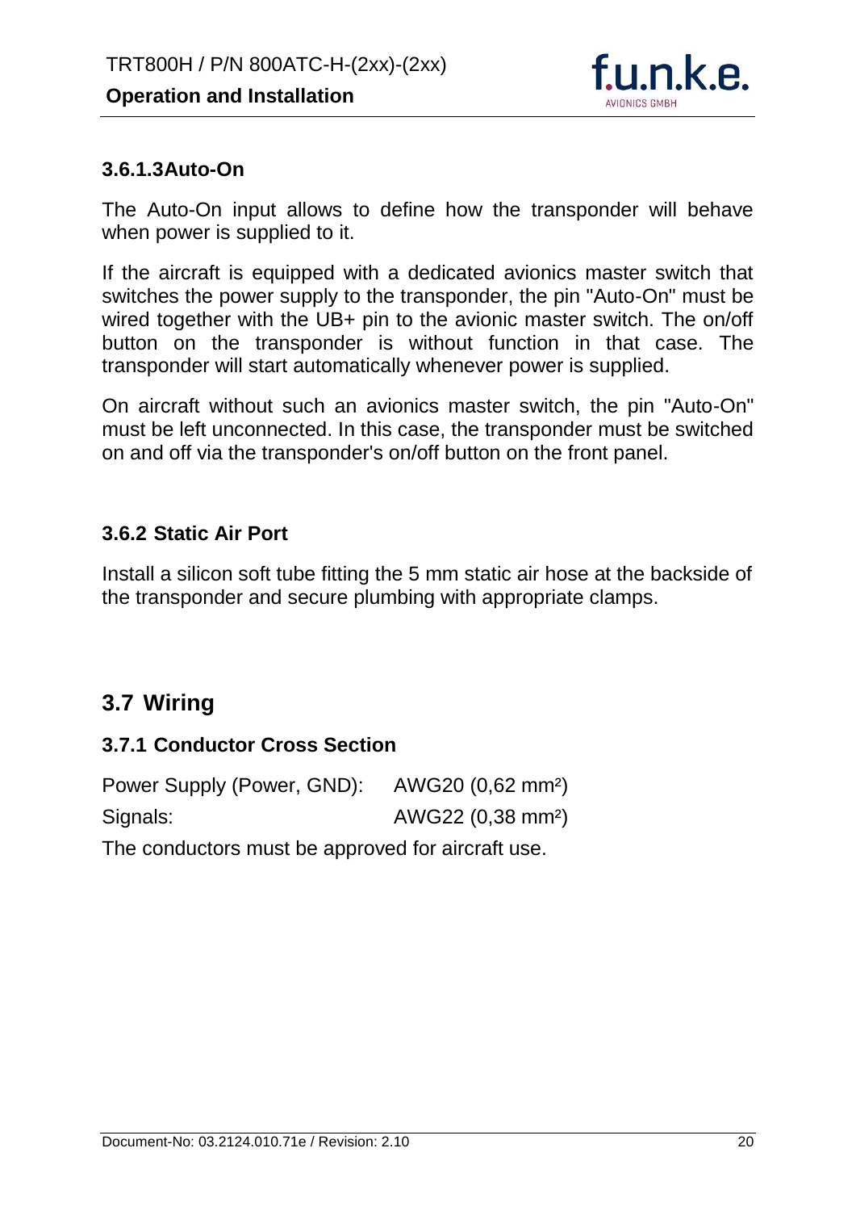#### 3.6.1.3 Auto-On

The Auto-On input allows to define how the transponder will behave when power is supplied to it.

If the aircraft is equipped with a dedicated avionics master switch that switches the power supply to the transponder, the pin "Auto-On" must be wired together with the UB+ pin to the avionic master switch. The on/off button on the transponder is without function in that case. The transponder will start automatically whenever power is supplied.

On aircraft without such an avionics master switch, the pin "Auto-On" must be left unconnected. In this case, the transponder must be switched on and off via the transponder's on/off button on the front panel.

### 3.6.2 Static Air Port

Install a silicon soft tube fitting the 5 mm static air hose at the backside of the transponder and secure plumbing with appropriate clamps.

## 3.7 Wiring

### 3.7.1 Conductor Cross Section

| | |
|---|---|
| Power Supply (Power, GND): | AWG20 (0,62 mm²) |
| Signals: | AWG22 (0,38 mm²) |

The conductors must be approved for aircraft use.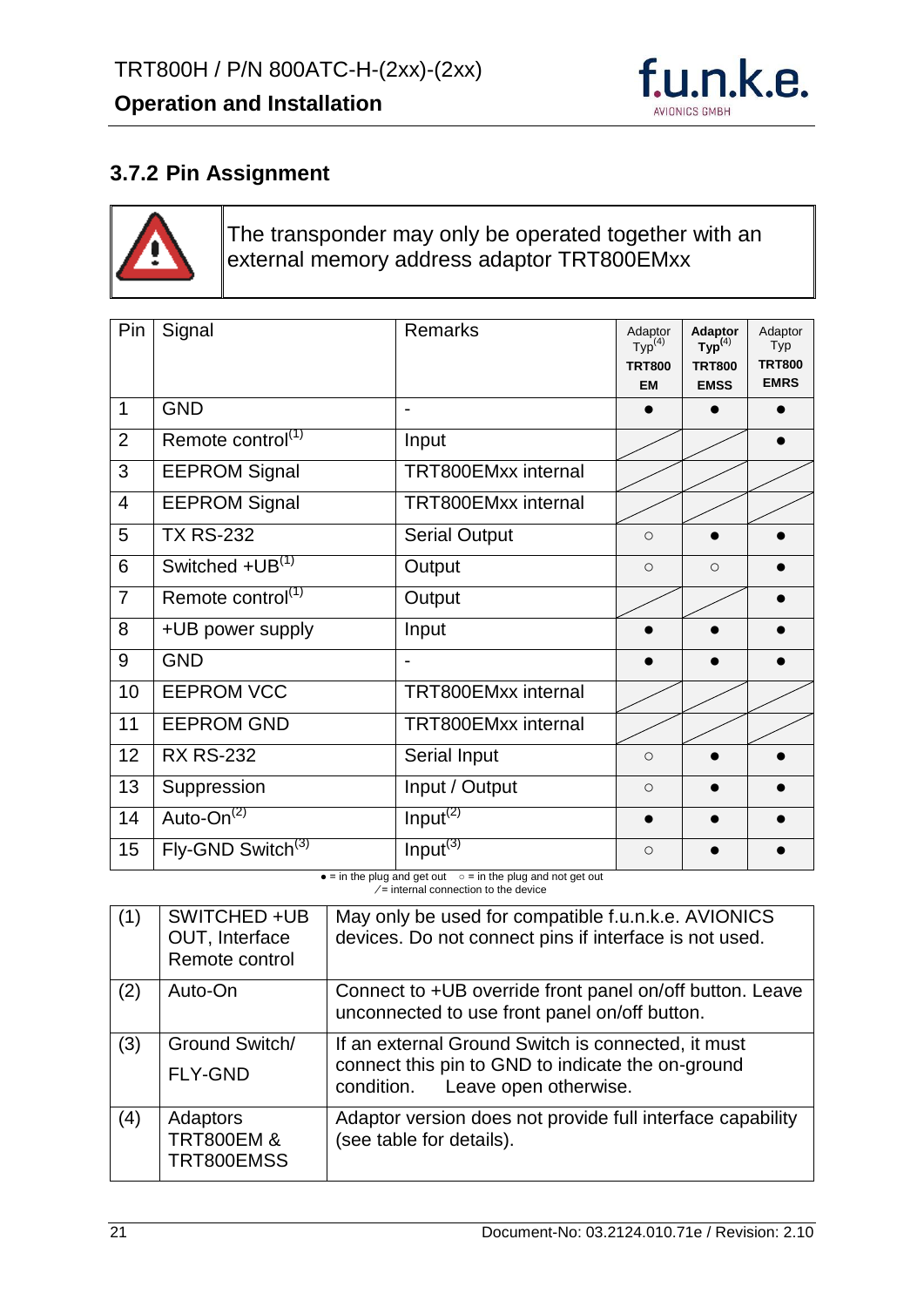### 3.7.2 Pin Assignment

| ⚠ | The transponder may only be operated together with an external memory address adaptor TRT800EMxx |
|---|---|

| Pin | Signal | Remarks | Adaptor Typ[4] **TRT800 EM** | **Adaptor Typ[4] TRT800 EMSS** | Adaptor Typ **TRT800 EMRS** |
|---|---|---|---|---|---|
| 1 | GND | - | ● | ● | ● |
| 2 | Remote control[1] | Input | ⁄ | ⁄ | ● |
| 3 | EEPROM Signal | TRT800EMxx internal | ⁄ | ⁄ | ⁄ |
| 4 | EEPROM Signal | TRT800EMxx internal | ⁄ | ⁄ | ⁄ |
| 5 | TX RS-232 | Serial Output | ○ | ● | ● |
| 6 | Switched +UB[1] | Output | ○ | ○ | ● |
| 7 | Remote control[1] | Output | ⁄ | ⁄ | ● |
| 8 | +UB power supply | Input | ● | ● | ● |
| 9 | GND | - | ● | ● | ● |
| 10 | EEPROM VCC | TRT800EMxx internal | ⁄ | ⁄ | ⁄ |
| 11 | EEPROM GND | TRT800EMxx internal | ⁄ | ⁄ | ⁄ |
| 12 | RX RS-232 | Serial Input | ○ | ● | ● |
| 13 | Suppression | Input / Output | ○ | ● | ● |
| 14 | Auto-On[2] | Input[2] | ● | ● | ● |
| 15 | Fly-GND Switch[3] | Input[3] | ○ | ● | ● |

● = in the plug and get out ○ = in the plug and not get out
⁄ = internal connection to the device

| (1) | SWITCHED +UB OUT, Interface Remote control | May only be used for compatible f.u.n.k.e. AVIONICS devices. Do not connect pins if interface is not used. |
|---|---|---|
| (2) | Auto-On | Connect to +UB override front panel on/off button. Leave unconnected to use front panel on/off button. |
| (3) | Ground Switch/ FLY-GND | If an external Ground Switch is connected, it must connect this pin to GND to indicate the on-ground condition. Leave open otherwise. |
| (4) | Adaptors TRT800EM & TRT800EMSS | Adaptor version does not provide full interface capability (see table for details). |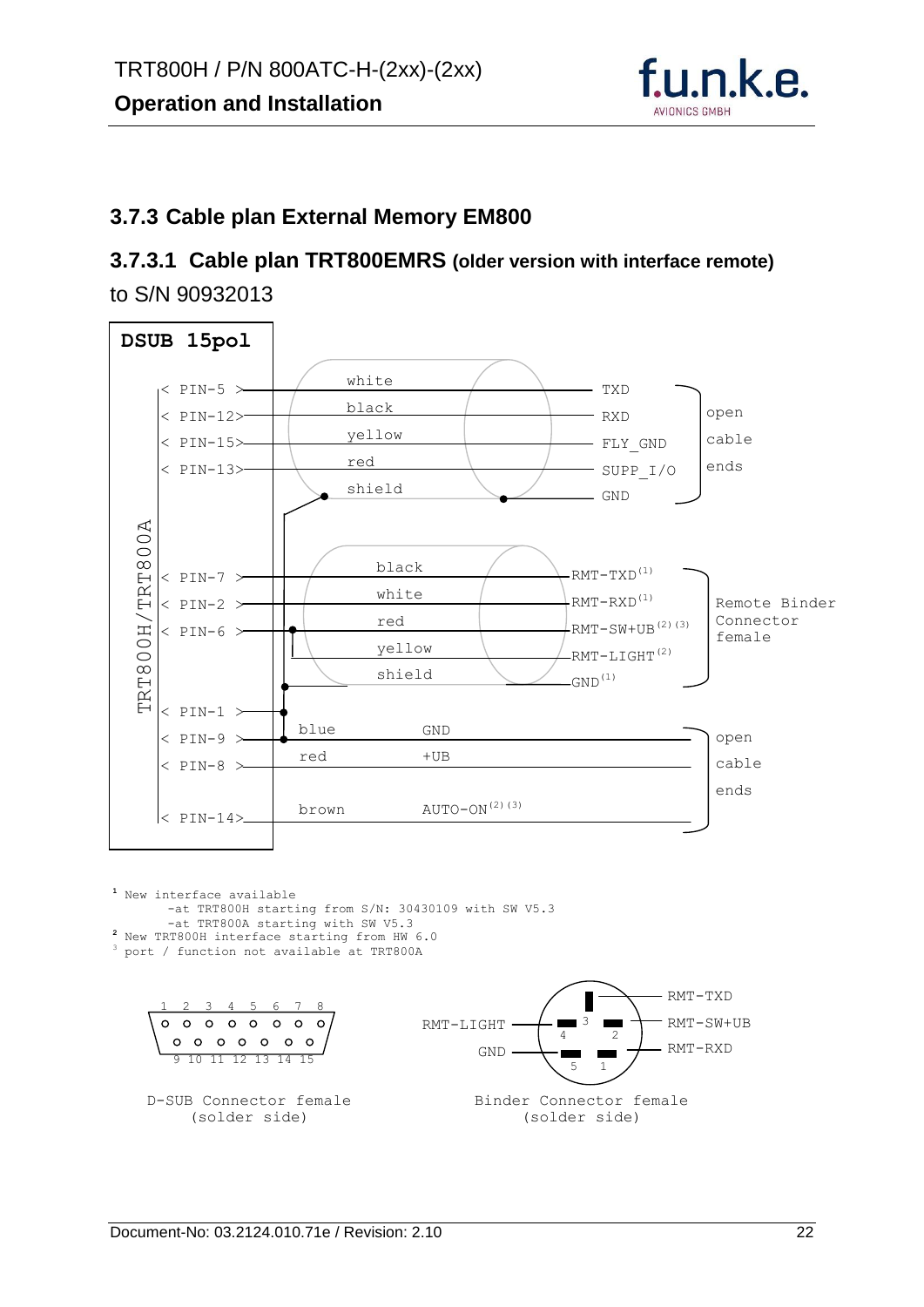### 3.7.3 Cable plan External Memory EM800

#### 3.7.3.1 Cable plan TRT800EMRS (older version with interface remote)

to S/N 90932013

| DSUB 15pol (TRT800H/TRT800A) | Wire color | Signal | |
|---|---|---|---|
| PIN-5 | white | TXD | open cable ends |
| PIN-12 | black | RXD | |
| PIN-15 | yellow | FLY_GND | |
| PIN-13 | red | SUPP_I/O | |
| | shield | GND | |
| PIN-7 | black | RMT-TXD [1] | Remote Binder Connector female |
| PIN-2 | white | RMT-RXD [1] | |
| PIN-6 | red | RMT-SW+UB [2] [3] | |
| | yellow | RMT-LIGHT [2] | |
| | shield | GND [1] | |
| PIN-1 | | | |
| PIN-9 | blue | GND | open cable ends |
| PIN-8 | red | +UB | |
| PIN-14 | brown | AUTO-ON [2] [3] | |

[1] New interface available
- at TRT800H starting from S/N: 30430109 with SW V5.3
- at TRT800A starting with SW V5.3

[2] New TRT800H interface starting from HW 6.0

[3] port / function not available at TRT800A

D-SUB Connector female (solder side): pins 1 2 3 4 5 6 7 8 (top row), 9 10 11 12 13 14 15 (bottom row)

Binder Connector female (solder side): 1 = RMT-RXD, 2 = RMT-SW+UB, 3 = RMT-TXD, 4 = RMT-LIGHT, 5 = GND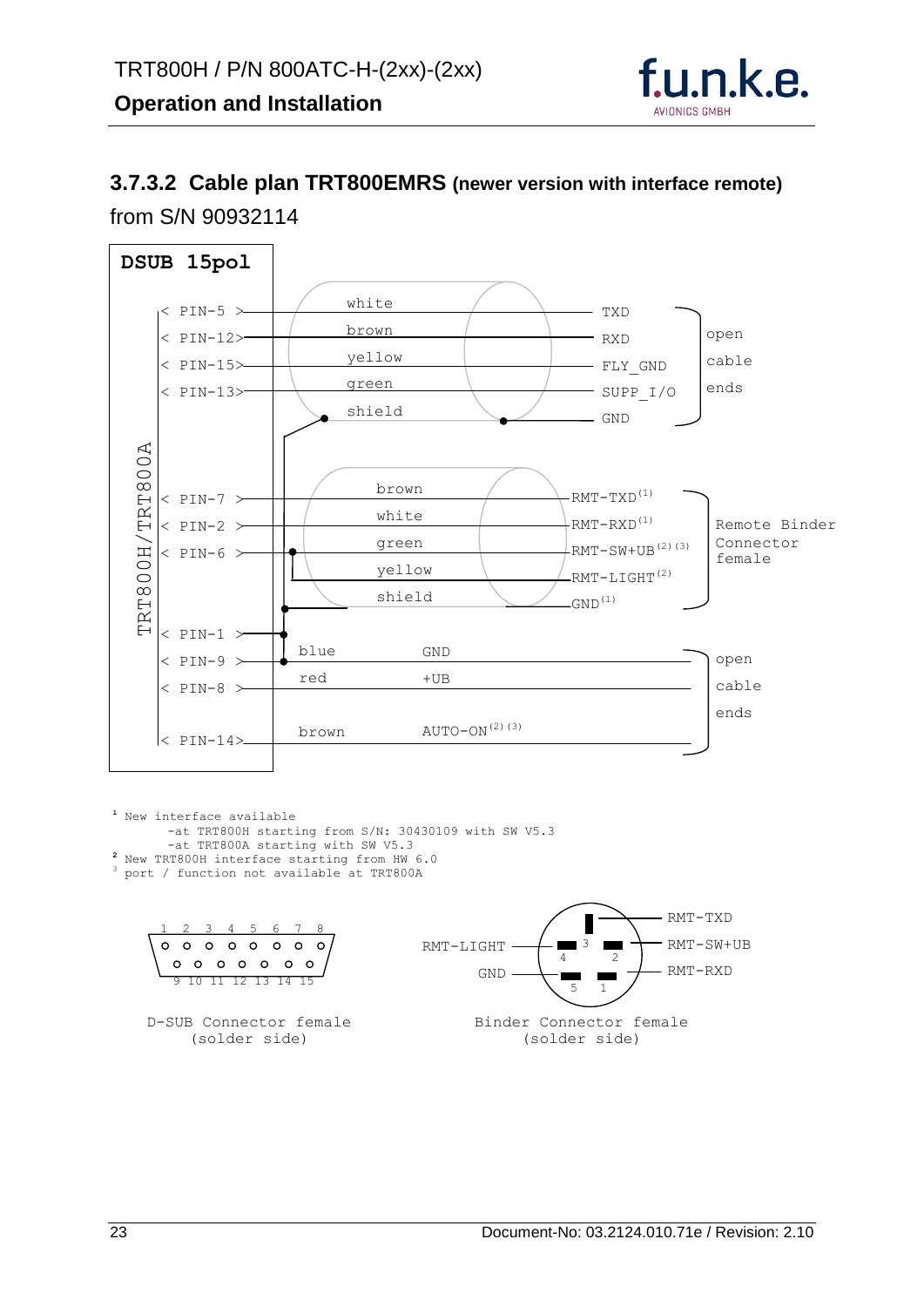### 3.7.3.2 Cable plan TRT800EMRS (newer version with interface remote)

from S/N 90932114

**DSUB 15pol**

TRT800H/TRT800A

| DSUB Pin | Wire | Signal | Destination |
| --- | --- | --- | --- |
| PIN-5 | white | TXD | open cable ends |
| PIN-12 | brown | RXD | open cable ends |
| PIN-15 | yellow | FLY_GND | open cable ends |
| PIN-13 | green | SUPP_I/O | open cable ends |
| | shield | GND | open cable ends |
| PIN-7 | brown | RMT-TXD[1] | Remote Binder Connector female |
| PIN-2 | white | RMT-RXD[1] | Remote Binder Connector female |
| PIN-6 | green | RMT-SW+UB[2][3] | Remote Binder Connector female |
| | yellow | RMT-LIGHT[2] | Remote Binder Connector female |
| | shield | GND[1] | Remote Binder Connector female |
| PIN-1 | | | |
| PIN-9 | blue | GND | open cable ends |
| PIN-8 | red | +UB | open cable ends |
| PIN-14 | brown | AUTO-ON[2][3] | open cable ends |

[1] New interface available
-at TRT800H starting from S/N: 30430109 with SW V5.3
-at TRT800A starting with SW V5.3

[2] New TRT800H interface starting from HW 6.0

[3] port / function not available at TRT800A

D-SUB Connector female (solder side)

Pins 1–8 (top row), 9–15 (bottom row)

Binder Connector female (solder side)

| Pin | Signal |
| --- | --- |
| 1 | RMT-RXD |
| 2 | RMT-SW+UB |
| 3 | RMT-TXD |
| 4 | RMT-LIGHT |
| 5 | GND |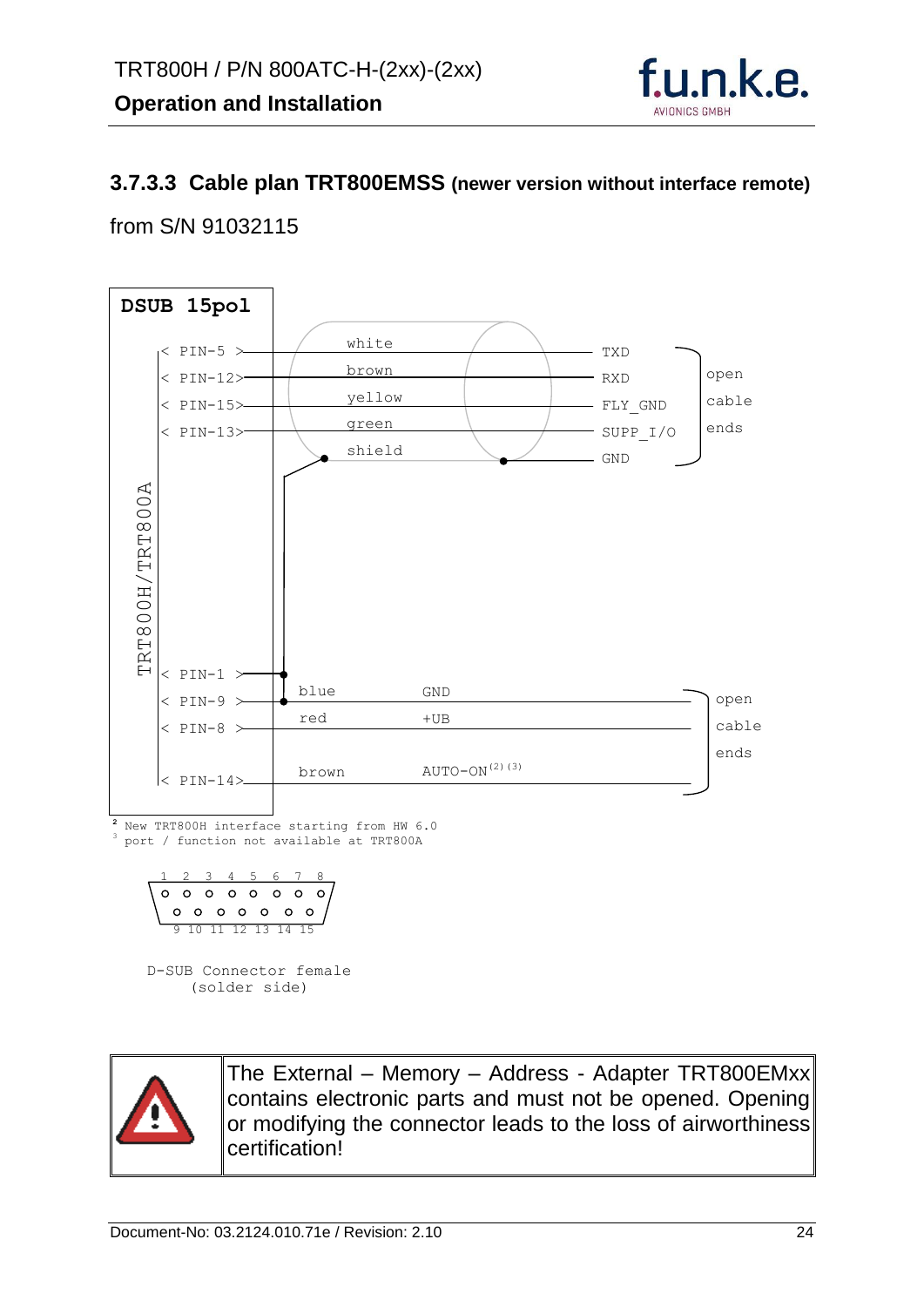### 3.7.3.3 Cable plan TRT800EMSS (newer version without interface remote)

from S/N 91032115

**DSUB 15pol**

TRT800H/TRT800A

| Pin | Wire colour | Signal |
|---|---|---|
| PIN-5 | white | TXD |
| PIN-12 | brown | RXD |
| PIN-15 | yellow | FLY_GND |
| PIN-13 | green | SUPP_I/O |
| (PIN-1) | shield | GND |

open cable ends

| Pin | Wire colour | Signal |
|---|---|---|
| PIN-1 / PIN-9 | blue | GND |
| PIN-8 | red | +UB |
| PIN-14 | brown | AUTO-ON [2] [3] |

open cable ends

[2] New TRT800H interface starting from HW 6.0

[3] port / function not available at TRT800A

D-SUB Connector female (solder side)

Pins 1 2 3 4 5 6 7 8 (top row), 9 10 11 12 13 14 15 (bottom row)

The External – Memory – Address - Adapter TRT800EMxx contains electronic parts and must not be opened. Opening or modifying the connector leads to the loss of airworthiness certification!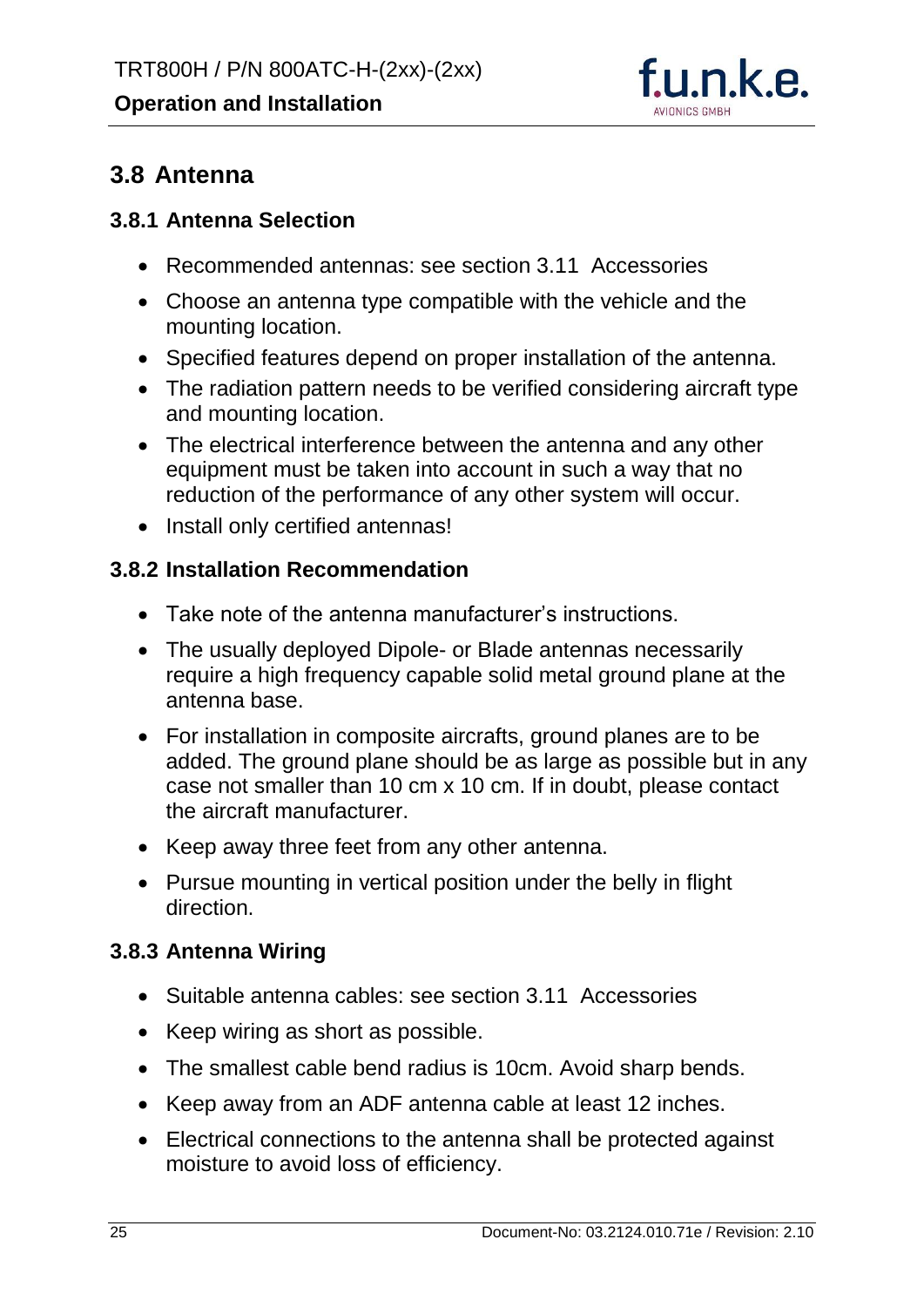## 3.8 Antenna

### 3.8.1 Antenna Selection

- Recommended antennas: see section 3.11 Accessories
- Choose an antenna type compatible with the vehicle and the mounting location.
- Specified features depend on proper installation of the antenna.
- The radiation pattern needs to be verified considering aircraft type and mounting location.
- The electrical interference between the antenna and any other equipment must be taken into account in such a way that no reduction of the performance of any other system will occur.
- Install only certified antennas!

### 3.8.2 Installation Recommendation

- Take note of the antenna manufacturer's instructions.
- The usually deployed Dipole- or Blade antennas necessarily require a high frequency capable solid metal ground plane at the antenna base.
- For installation in composite aircrafts, ground planes are to be added. The ground plane should be as large as possible but in any case not smaller than 10 cm x 10 cm. If in doubt, please contact the aircraft manufacturer.
- Keep away three feet from any other antenna.
- Pursue mounting in vertical position under the belly in flight direction.

### 3.8.3 Antenna Wiring

- Suitable antenna cables: see section 3.11 Accessories
- Keep wiring as short as possible.
- The smallest cable bend radius is 10cm. Avoid sharp bends.
- Keep away from an ADF antenna cable at least 12 inches.
- Electrical connections to the antenna shall be protected against moisture to avoid loss of efficiency.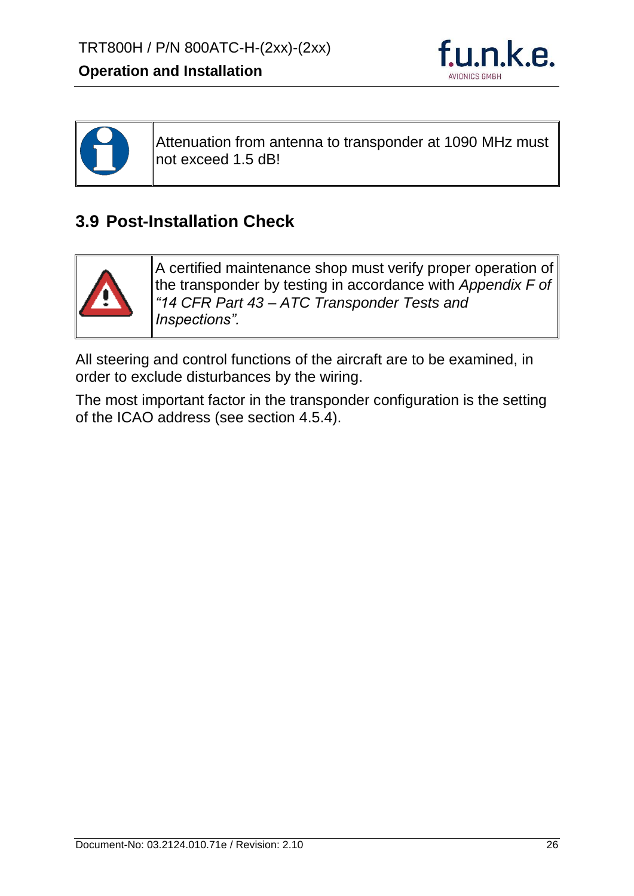| | |
|---|---|
| ℹ | Attenuation from antenna to transponder at 1090 MHz must not exceed 1.5 dB! |

## 3.9 Post-Installation Check

| | |
|---|---|
| ⚠ | A certified maintenance shop must verify proper operation of the transponder by testing in accordance with *Appendix F of "14 CFR Part 43 – ATC Transponder Tests and Inspections".* |

All steering and control functions of the aircraft are to be examined, in order to exclude disturbances by the wiring.

The most important factor in the transponder configuration is the setting of the ICAO address (see section 4.5.4).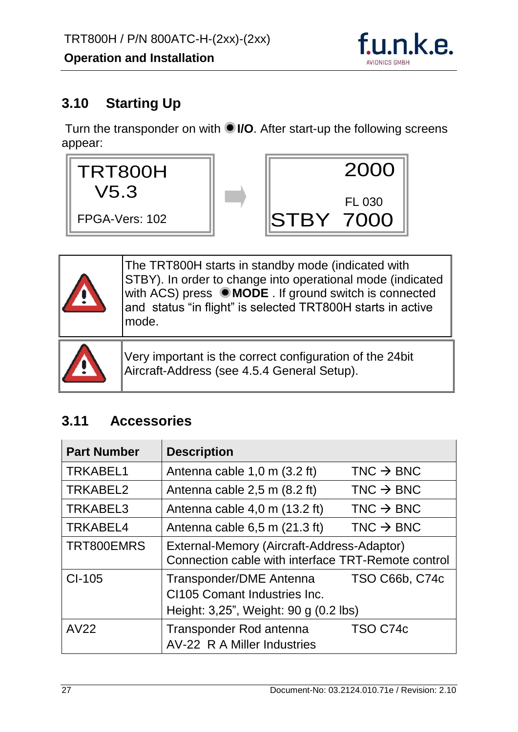## 3.10 Starting Up

Turn the transponder on with ● **I/O**. After start-up the following screens appear:

```
TRT800H
  V5.3

FPGA-Vers: 102
```

```
            2000
          FL 030
STBY  7000
```

| | |
|---|---|
| ⚠ | The TRT800H starts in standby mode (indicated with STBY). In order to change into operational mode (indicated with ACS) press ● **MODE** . If ground switch is connected and status "in flight" is selected TRT800H starts in active mode. |
| ⚠ | Very important is the correct configuration of the 24bit Aircraft-Address (see 4.5.4 General Setup). |

## 3.11 Accessories

| Part Number | Description | |
|---|---|---|
| TRKABEL1 | Antenna cable 1,0 m (3.2 ft) | TNC → BNC |
| TRKABEL2 | Antenna cable 2,5 m (8.2 ft) | TNC → BNC |
| TRKABEL3 | Antenna cable 4,0 m (13.2 ft) | TNC → BNC |
| TRKABEL4 | Antenna cable 6,5 m (21.3 ft) | TNC → BNC |
| TRT800EMRS | External-Memory (Aircraft-Address-Adaptor)<br>Connection cable with interface TRT-Remote control | |
| CI-105 | Transponder/DME Antenna<br>CI105 Comant Industries Inc.<br>Height: 3,25", Weight: 90 g (0.2 lbs) | TSO C66b, C74c |
| AV22 | Transponder Rod antenna<br>AV-22 R A Miller Industries | TSO C74c |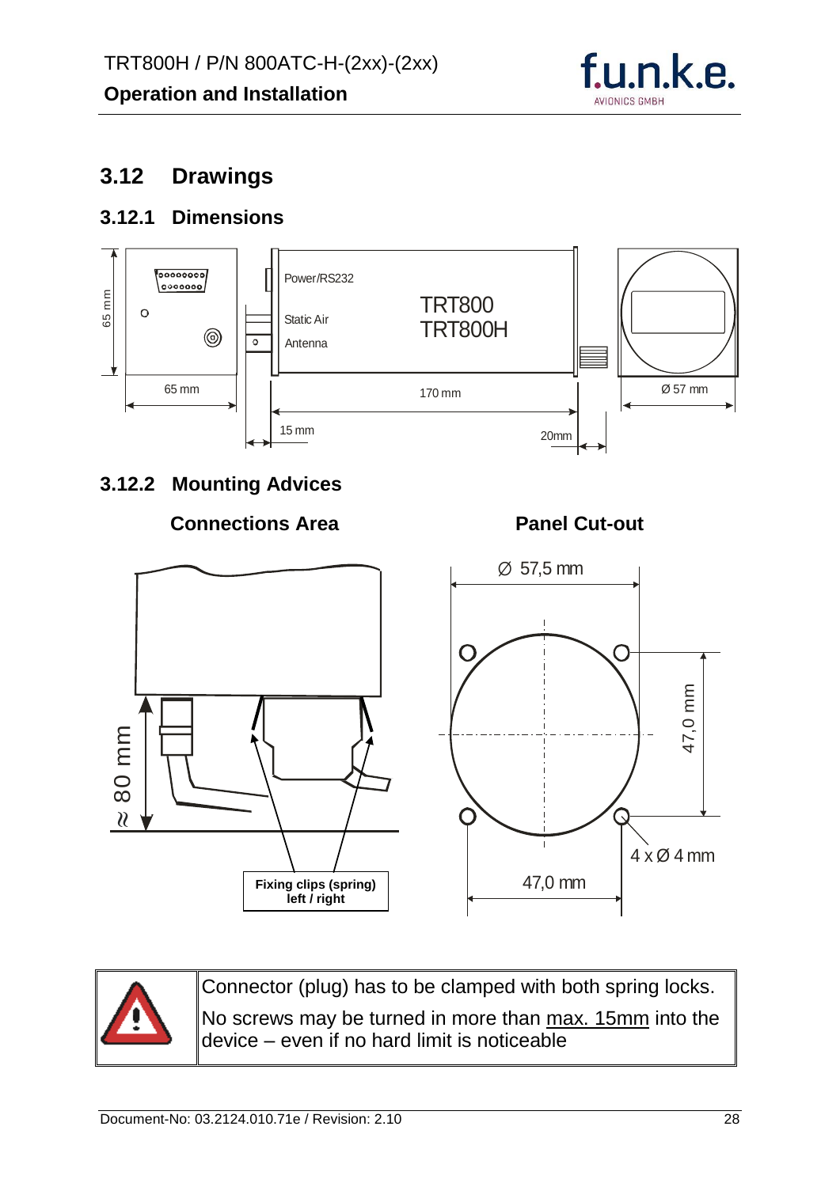## 3.12 Drawings

### 3.12.1 Dimensions

Power/RS232

Static Air

Antenna

TRT800
TRT800H

65 mm

65 mm

170 mm

Ø 57 mm

15 mm

20mm

### 3.12.2 Mounting Advices

**Connections Area**

**Panel Cut-out**

≈ 80 mm

**Fixing clips (spring) left / right**

Ø 57,5 mm

47,0 mm

4 x Ø 4 mm

47,0 mm

| | |
|---|---|
| ⚠ | Connector (plug) has to be clamped with both spring locks.<br>No screws may be turned in more than <u>max. 15mm</u> into the device – even if no hard limit is noticeable |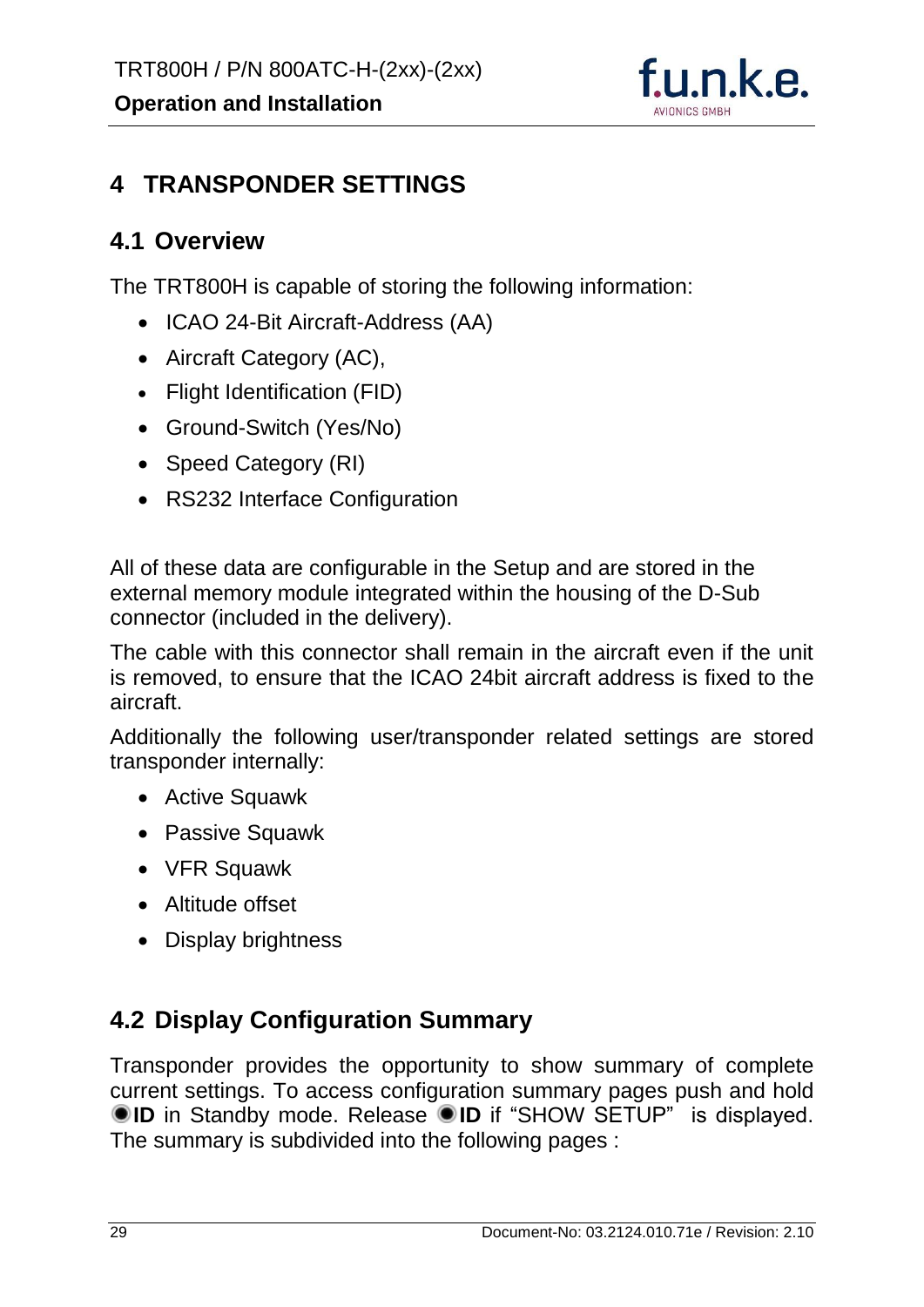# 4 TRANSPONDER SETTINGS

## 4.1 Overview

The TRT800H is capable of storing the following information:

- ICAO 24-Bit Aircraft-Address (AA)
- Aircraft Category (AC),
- Flight Identification (FID)
- Ground-Switch (Yes/No)
- Speed Category (RI)
- RS232 Interface Configuration

All of these data are configurable in the Setup and are stored in the external memory module integrated within the housing of the D-Sub connector (included in the delivery).

The cable with this connector shall remain in the aircraft even if the unit is removed, to ensure that the ICAO 24bit aircraft address is fixed to the aircraft.

Additionally the following user/transponder related settings are stored transponder internally:

- Active Squawk
- Passive Squawk
- VFR Squawk
- Altitude offset
- Display brightness

## 4.2 Display Configuration Summary

Transponder provides the opportunity to show summary of complete current settings. To access configuration summary pages push and hold ◉**ID** in Standby mode. Release ◉**ID** if "SHOW SETUP" is displayed. The summary is subdivided into the following pages :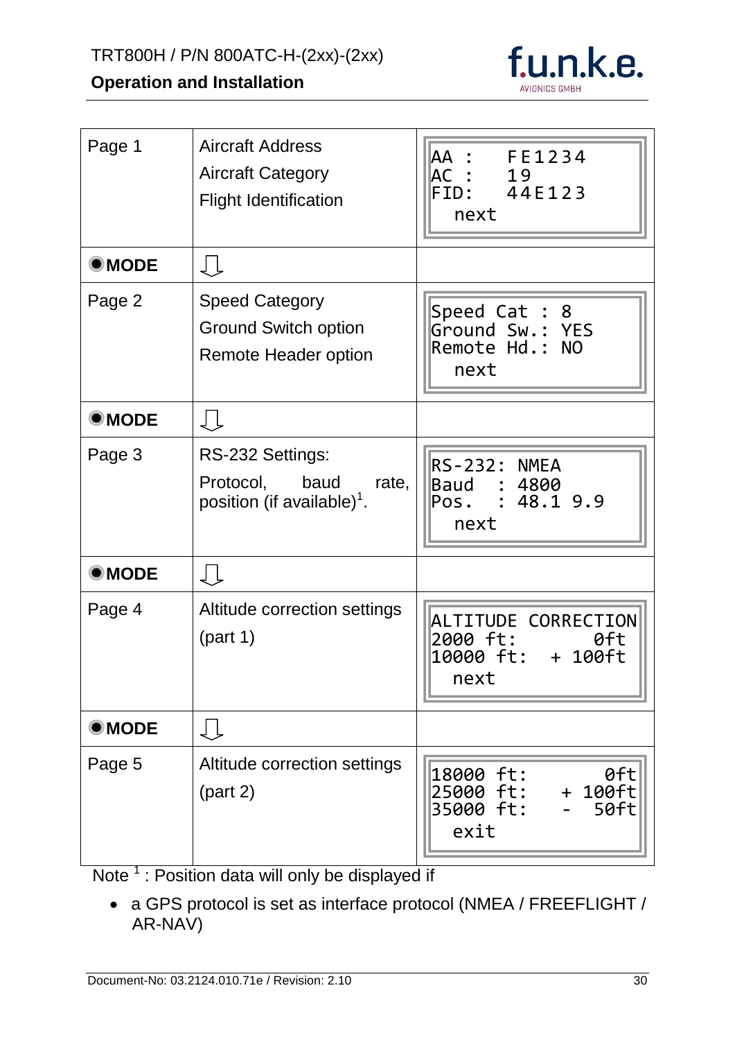| | | |
|---|---|---|
| Page 1 | Aircraft Address<br>Aircraft Category<br>Flight Identification | AA :   FE1234<br>AC :   19<br>FID:   44E123<br>next |
| ◉MODE | ⇩ | |
| Page 2 | Speed Category<br>Ground Switch option<br>Remote Header option | Speed Cat : 8<br>Ground Sw.: YES<br>Remote Hd.: NO<br>next |
| ◉MODE | ⇩ | |
| Page 3 | RS-232 Settings:<br>Protocol, baud rate, position (if available)[1]. | RS-232: NMEA<br>Baud   : 4800<br>Pos.   : 48.1 9.9<br>next |
| ◉MODE | ⇩ | |
| Page 4 | Altitude correction settings<br>(part 1) | ALTITUDE CORRECTION<br>2000 ft:   0ft<br>10000 ft:   + 100ft<br>next |
| ◉MODE | ⇩ | |
| Page 5 | Altitude correction settings<br>(part 2) | 18000 ft:   0ft<br>25000 ft:   + 100ft<br>35000 ft:   -  50ft<br>exit |

Note [1] : Position data will only be displayed if

- a GPS protocol is set as interface protocol (NMEA / FREEFLIGHT / AR-NAV)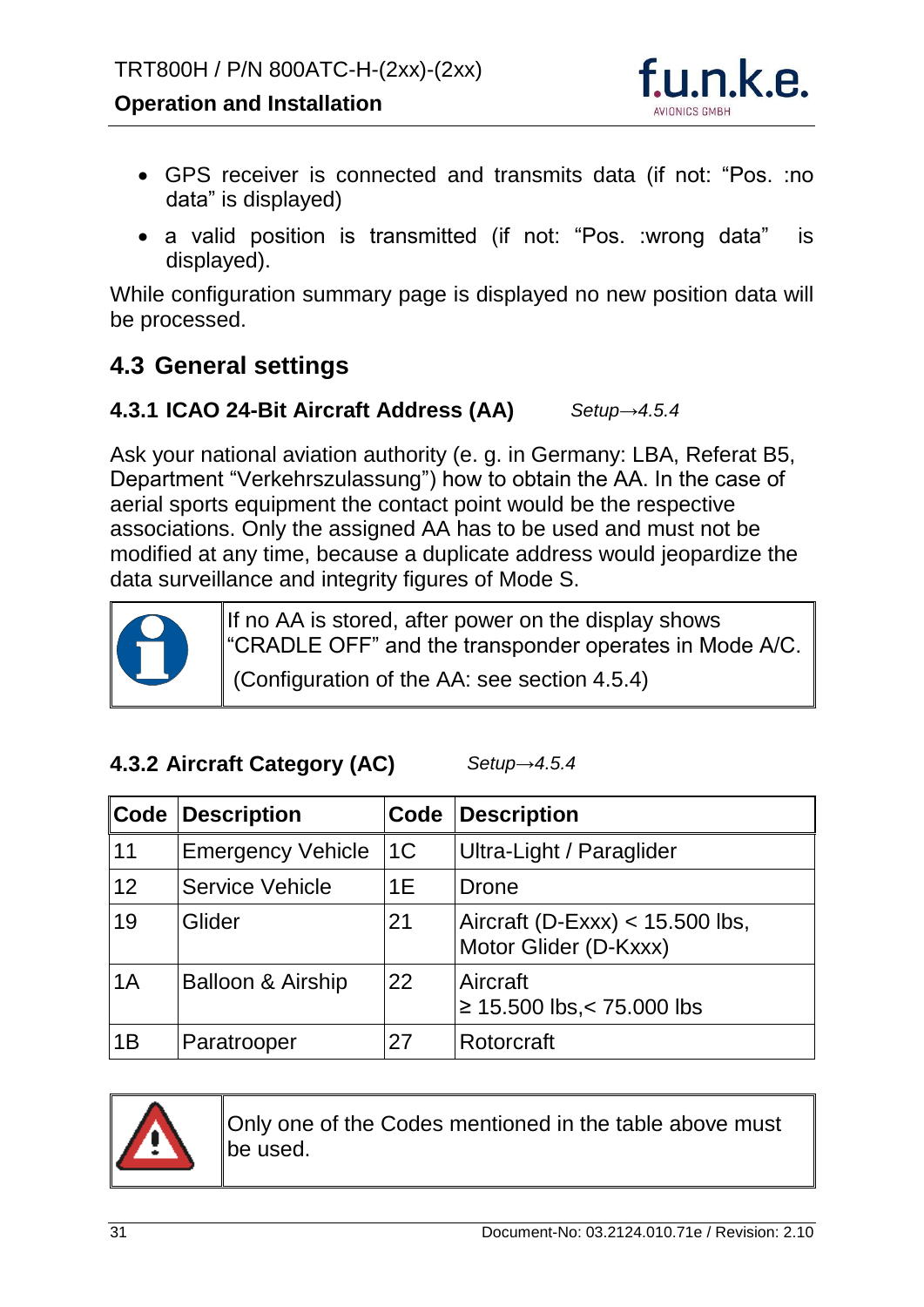- GPS receiver is connected and transmits data (if not: “Pos. :no data” is displayed)
- a valid position is transmitted (if not: “Pos. :wrong data” is displayed).

While configuration summary page is displayed no new position data will be processed.

## 4.3 General settings

### 4.3.1 ICAO 24-Bit Aircraft Address (AA) *Setup→4.5.4*

Ask your national aviation authority (e. g. in Germany: LBA, Referat B5, Department “Verkehrszulassung”) how to obtain the AA. In the case of aerial sports equipment the contact point would be the respective associations. Only the assigned AA has to be used and must not be modified at any time, because a duplicate address would jeopardize the data surveillance and integrity figures of Mode S.

| | |
|---|---|
| ℹ | If no AA is stored, after power on the display shows “CRADLE OFF” and the transponder operates in Mode A/C. (Configuration of the AA: see section 4.5.4) |

### 4.3.2 Aircraft Category (AC) *Setup→4.5.4*

| Code | Description | Code | Description |
|---|---|---|---|
| 11 | Emergency Vehicle | 1C | Ultra-Light / Paraglider |
| 12 | Service Vehicle | 1E | Drone |
| 19 | Glider | 21 | Aircraft (D-Exxx) < 15.500 lbs, Motor Glider (D-Kxxx) |
| 1A | Balloon & Airship | 22 | Aircraft ≥ 15.500 lbs,< 75.000 lbs |
| 1B | Paratrooper | 27 | Rotorcraft |

| | |
|---|---|
| ⚠ | Only one of the Codes mentioned in the table above must be used. |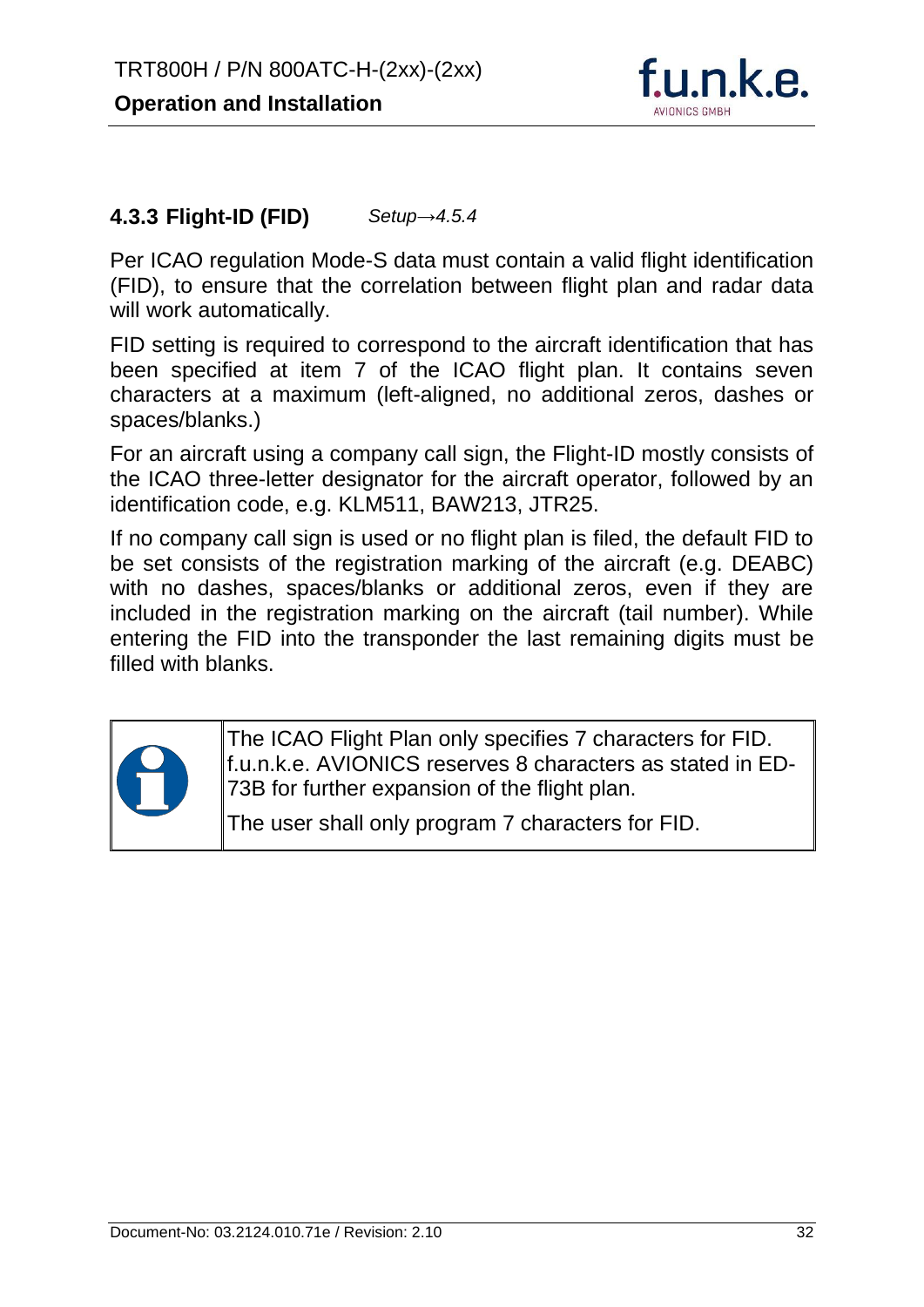### 4.3.3 Flight-ID (FID) *Setup→4.5.4*

Per ICAO regulation Mode-S data must contain a valid flight identification (FID), to ensure that the correlation between flight plan and radar data will work automatically.

FID setting is required to correspond to the aircraft identification that has been specified at item 7 of the ICAO flight plan. It contains seven characters at a maximum (left-aligned, no additional zeros, dashes or spaces/blanks.)

For an aircraft using a company call sign, the Flight-ID mostly consists of the ICAO three-letter designator for the aircraft operator, followed by an identification code, e.g. KLM511, BAW213, JTR25.

If no company call sign is used or no flight plan is filed, the default FID to be set consists of the registration marking of the aircraft (e.g. DEABC) with no dashes, spaces/blanks or additional zeros, even if they are included in the registration marking on the aircraft (tail number). While entering the FID into the transponder the last remaining digits must be filled with blanks.

| | |
|---|---|
| ℹ | The ICAO Flight Plan only specifies 7 characters for FID. f.u.n.k.e. AVIONICS reserves 8 characters as stated in ED-73B for further expansion of the flight plan.<br><br>The user shall only program 7 characters for FID. |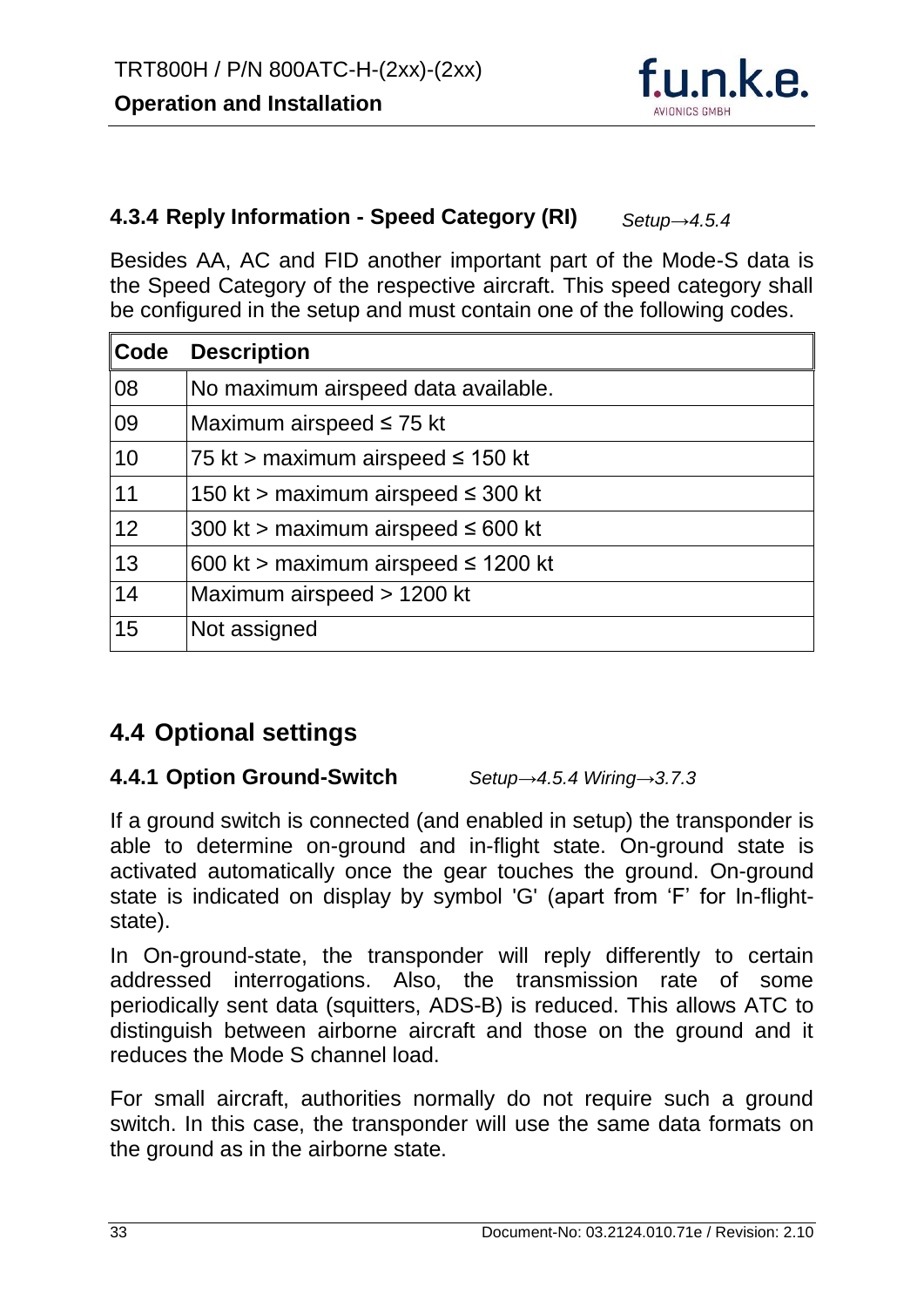### 4.3.4 Reply Information - Speed Category (RI) *Setup→4.5.4*

Besides AA, AC and FID another important part of the Mode-S data is the Speed Category of the respective aircraft. This speed category shall be configured in the setup and must contain one of the following codes.

| Code | Description |
|---|---|
| 08 | No maximum airspeed data available. |
| 09 | Maximum airspeed ≤ 75 kt |
| 10 | 75 kt > maximum airspeed ≤ 150 kt |
| 11 | 150 kt > maximum airspeed ≤ 300 kt |
| 12 | 300 kt > maximum airspeed ≤ 600 kt |
| 13 | 600 kt > maximum airspeed ≤ 1200 kt |
| 14 | Maximum airspeed > 1200 kt |
| 15 | Not assigned |

## 4.4 Optional settings

### 4.4.1 Option Ground-Switch *Setup→4.5.4 Wiring→3.7.3*

If a ground switch is connected (and enabled in setup) the transponder is able to determine on-ground and in-flight state. On-ground state is activated automatically once the gear touches the ground. On-ground state is indicated on display by symbol 'G' (apart from 'F' for In-flight-state).

In On-ground-state, the transponder will reply differently to certain addressed interrogations. Also, the transmission rate of some periodically sent data (squitters, ADS-B) is reduced. This allows ATC to distinguish between airborne aircraft and those on the ground and it reduces the Mode S channel load.

For small aircraft, authorities normally do not require such a ground switch. In this case, the transponder will use the same data formats on the ground as in the airborne state.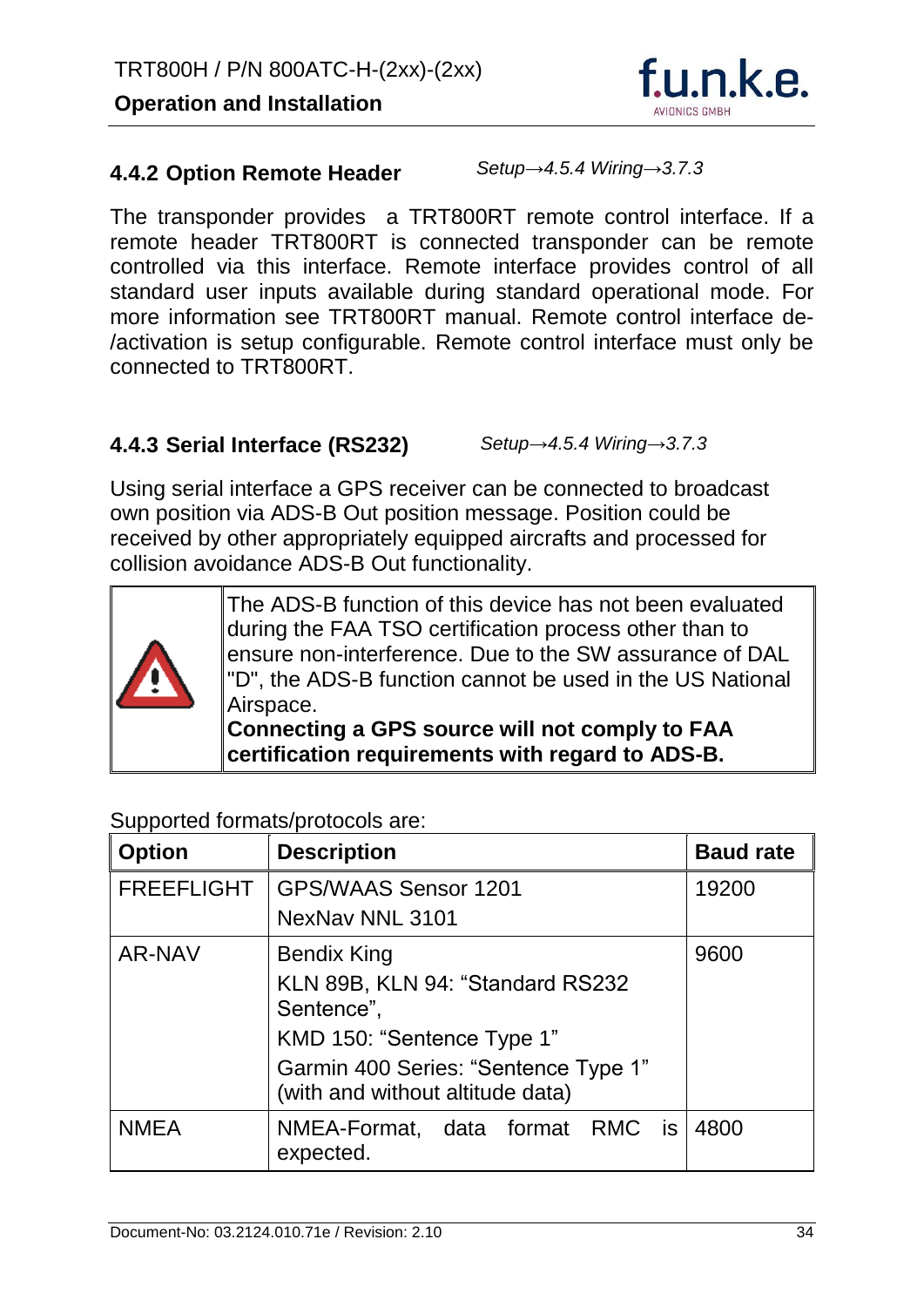### 4.4.2 Option Remote Header

*Setup→4.5.4 Wiring→3.7.3*

The transponder provides a TRT800RT remote control interface. If a remote header TRT800RT is connected transponder can be remote controlled via this interface. Remote interface provides control of all standard user inputs available during standard operational mode. For more information see TRT800RT manual. Remote control interface de-/activation is setup configurable. Remote control interface must only be connected to TRT800RT.

### 4.4.3 Serial Interface (RS232)

*Setup→4.5.4 Wiring→3.7.3*

Using serial interface a GPS receiver can be connected to broadcast own position via ADS-B Out position message. Position could be received by other appropriately equipped aircrafts and processed for collision avoidance ADS-B Out functionality.

| ⚠ | The ADS-B function of this device has not been evaluated during the FAA TSO certification process other than to ensure non-interference. Due to the SW assurance of DAL "D", the ADS-B function cannot be used in the US National Airspace.<br>**Connecting a GPS source will not comply to FAA certification requirements with regard to ADS-B.** |
|---|---|

Supported formats/protocols are:

| Option | Description | Baud rate |
|---|---|---|
| FREEFLIGHT | GPS/WAAS Sensor 1201<br>NexNav NNL 3101 | 19200 |
| AR-NAV | Bendix King<br>KLN 89B, KLN 94: "Standard RS232 Sentence",<br>KMD 150: "Sentence Type 1"<br>Garmin 400 Series: "Sentence Type 1" (with and without altitude data) | 9600 |
| NMEA | NMEA-Format, data format RMC is expected. | 4800 |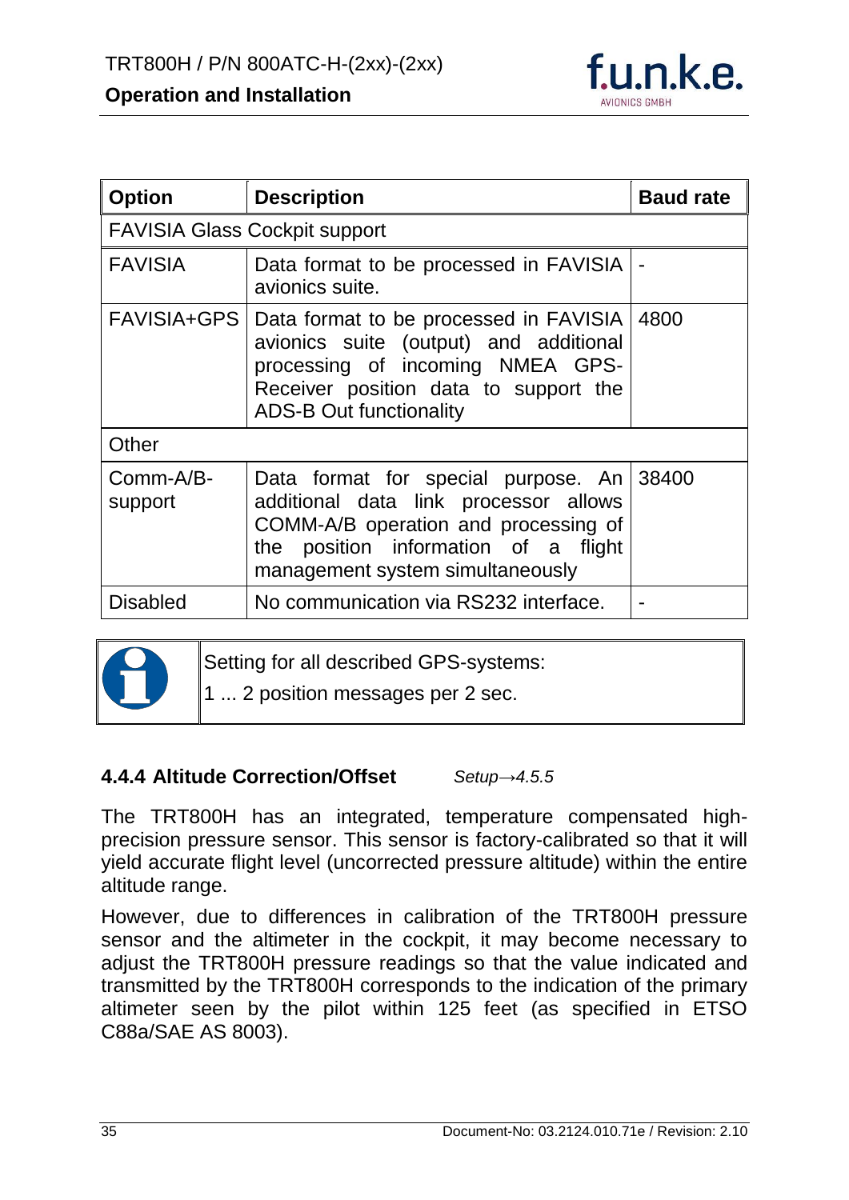| Option | Description | Baud rate |
| --- | --- | --- |
| FAVISIA Glass Cockpit support | | |
| FAVISIA | Data format to be processed in FAVISIA avionics suite. | - |
| FAVISIA+GPS | Data format to be processed in FAVISIA avionics suite (output) and additional processing of incoming NMEA GPS-Receiver position data to support the ADS-B Out functionality | 4800 |
| Other | | |
| Comm-A/B-support | Data format for special purpose. An additional data link processor allows COMM-A/B operation and processing of the position information of a flight management system simultaneously | 38400 |
| Disabled | No communication via RS232 interface. | - |

Setting for all described GPS-systems:
1 ... 2 position messages per 2 sec.

### 4.4.4 Altitude Correction/Offset *Setup→4.5.5*

The TRT800H has an integrated, temperature compensated high-precision pressure sensor. This sensor is factory-calibrated so that it will yield accurate flight level (uncorrected pressure altitude) within the entire altitude range.

However, due to differences in calibration of the TRT800H pressure sensor and the altimeter in the cockpit, it may become necessary to adjust the TRT800H pressure readings so that the value indicated and transmitted by the TRT800H corresponds to the indication of the primary altimeter seen by the pilot within 125 feet (as specified in ETSO C88a/SAE AS 8003).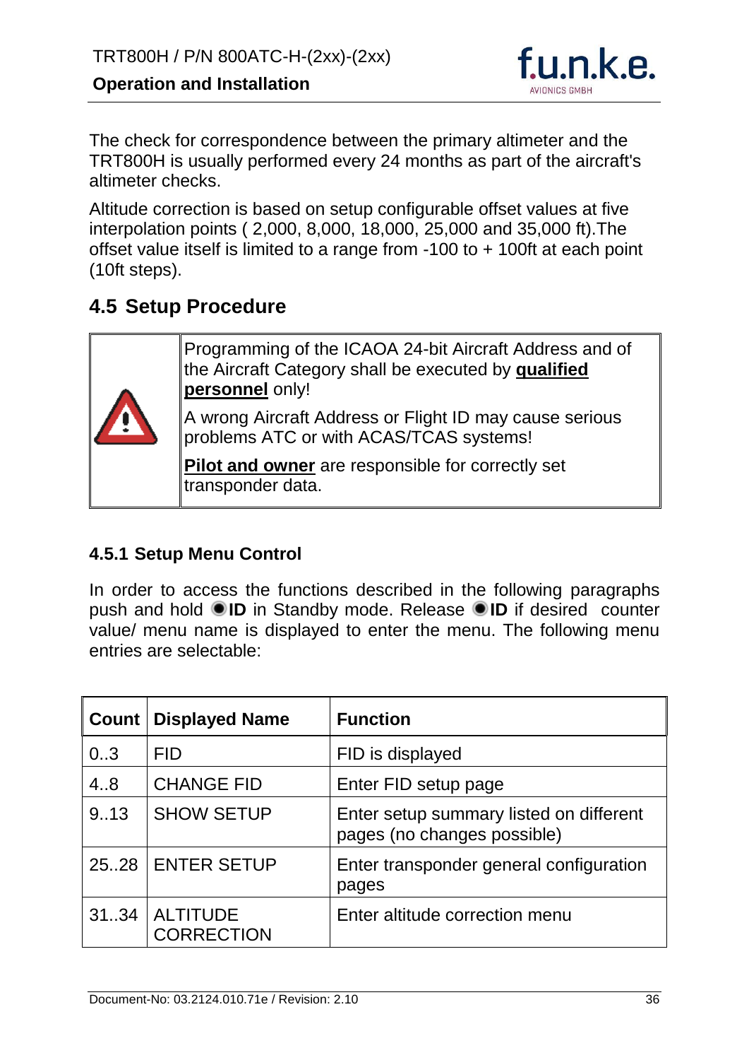The check for correspondence between the primary altimeter and the TRT800H is usually performed every 24 months as part of the aircraft's altimeter checks.

Altitude correction is based on setup configurable offset values at five interpolation points ( 2,000, 8,000, 18,000, 25,000 and 35,000 ft).The offset value itself is limited to a range from -100 to + 100ft at each point (10ft steps).

## 4.5 Setup Procedure

| | |
|---|---|
| ⚠ | Programming of the ICAOA 24-bit Aircraft Address and of the Aircraft Category shall be executed by **qualified personnel** only!<br><br>A wrong Aircraft Address or Flight ID may cause serious problems ATC or with ACAS/TCAS systems!<br><br>**Pilot and owner** are responsible for correctly set transponder data. |

### 4.5.1 Setup Menu Control

In order to access the functions described in the following paragraphs push and hold ◉**ID** in Standby mode. Release ◉**ID** if desired counter value/ menu name is displayed to enter the menu. The following menu entries are selectable:

| Count | Displayed Name | Function |
|---|---|---|
| 0..3 | FID | FID is displayed |
| 4..8 | CHANGE FID | Enter FID setup page |
| 9..13 | SHOW SETUP | Enter setup summary listed on different pages (no changes possible) |
| 25..28 | ENTER SETUP | Enter transponder general configuration pages |
| 31..34 | ALTITUDE CORRECTION | Enter altitude correction menu |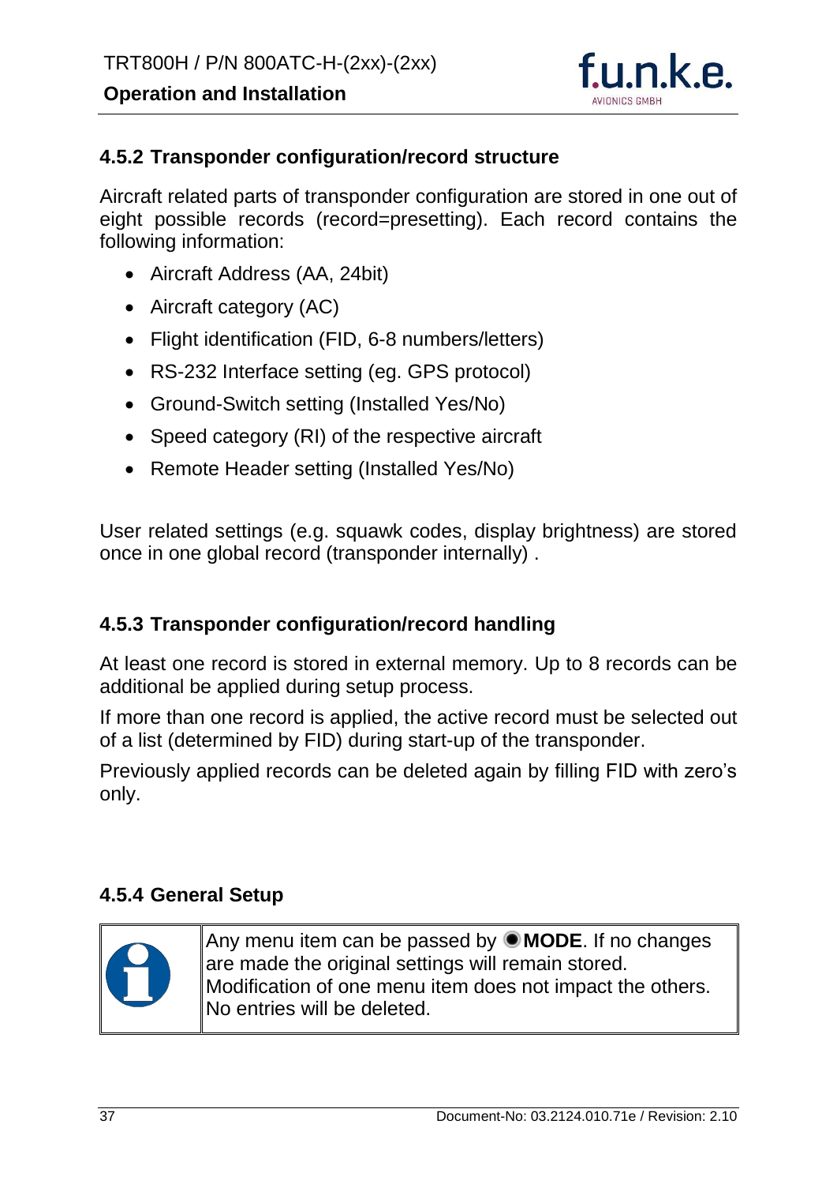### 4.5.2 Transponder configuration/record structure

Aircraft related parts of transponder configuration are stored in one out of eight possible records (record=presetting). Each record contains the following information:

- Aircraft Address (AA, 24bit)
- Aircraft category (AC)
- Flight identification (FID, 6-8 numbers/letters)
- RS-232 Interface setting (eg. GPS protocol)
- Ground-Switch setting (Installed Yes/No)
- Speed category (RI) of the respective aircraft
- Remote Header setting (Installed Yes/No)

User related settings (e.g. squawk codes, display brightness) are stored once in one global record (transponder internally) .

### 4.5.3 Transponder configuration/record handling

At least one record is stored in external memory. Up to 8 records can be additional be applied during setup process.

If more than one record is applied, the active record must be selected out of a list (determined by FID) during start-up of the transponder.

Previously applied records can be deleted again by filling FID with zero's only.

### 4.5.4 General Setup

| | |
|---|---|
| ℹ | Any menu item can be passed by ◉ **MODE**. If no changes are made the original settings will remain stored. Modification of one menu item does not impact the others. No entries will be deleted. |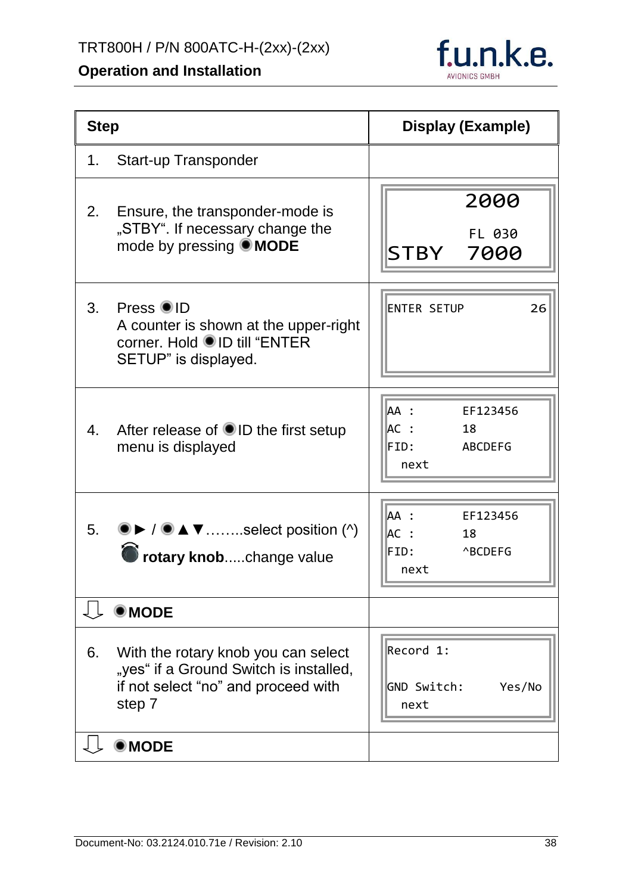| Step | Display (Example) |
|---|---|
| 1. Start-up Transponder | |
| 2. Ensure, the transponder-mode is „STBY“. If necessary change the mode by pressing ● **MODE** | 2000<br>FL 030<br>STBY 7000 |
| 3. Press ● ID<br>A counter is shown at the upper-right corner. Hold ● ID till “ENTER SETUP” is displayed. | ENTER SETUP 26 |
| 4. After release of ● ID the first setup menu is displayed | AA : EF123456<br>AC : 18<br>FID: ABCDEFG<br>next |
| 5. ● ► / ● ▲ ▼……..select position (^)<br>**rotary knob**.....change value | AA : EF123456<br>AC : 18<br>FID: ^BCDEFG<br>next |
| ⇩ ● **MODE** | |
| 6. With the rotary knob you can select „yes“ if a Ground Switch is installed, if not select “no” and proceed with step 7 | Record 1:<br>GND Switch: Yes/No<br>next |
| ⇩ ● **MODE** | |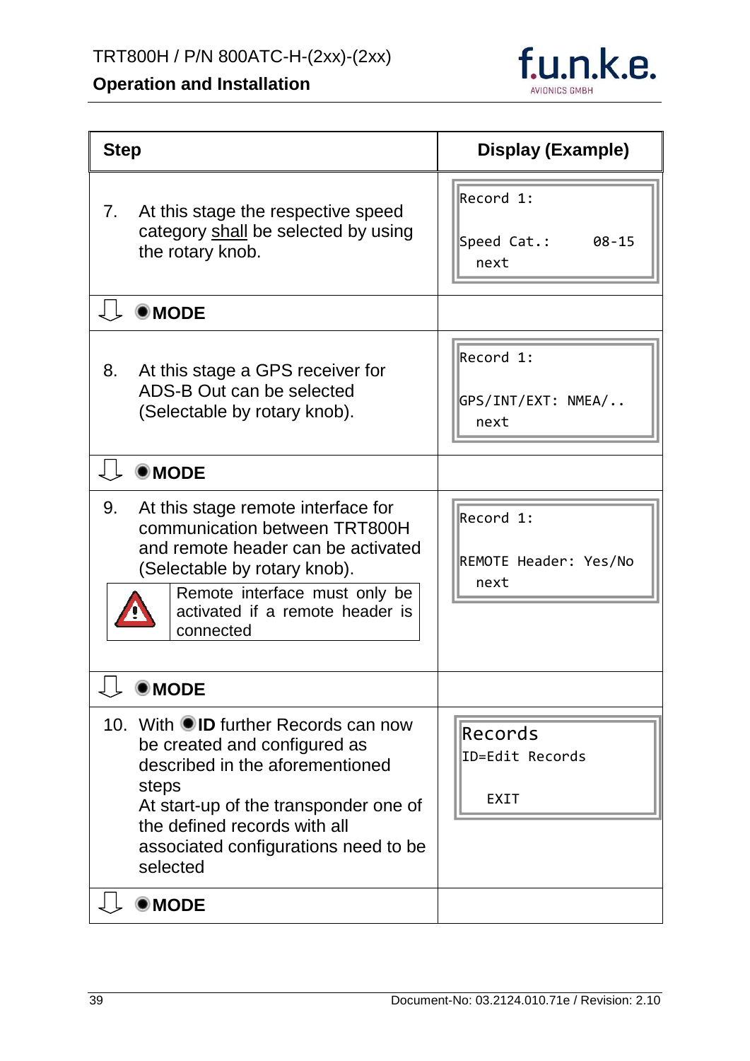| Step | Display (Example) |
|---|---|
| 7. At this stage the respective speed category shall be selected by using the rotary knob. | Record 1:<br><br>Speed Cat.: 08-15<br>next |
| ⇩ ● **MODE** | |
| 8. At this stage a GPS receiver for ADS-B Out can be selected (Selectable by rotary knob). | Record 1:<br><br>GPS/INT/EXT: NMEA/..<br>next |
| ⇩ ● **MODE** | |
| 9. At this stage remote interface for communication between TRT800H and remote header can be activated (Selectable by rotary knob).<br><br>⚠ Remote interface must only be activated if a remote header is connected | Record 1:<br><br>REMOTE Header: Yes/No<br>next |
| ⇩ ● **MODE** | |
| 10. With ● **ID** further Records can now be created and configured as described in the aforementioned steps<br>At start-up of the transponder one of the defined records with all associated configurations need to be selected | Records<br>ID=Edit Records<br><br>EXIT |
| ⇩ ● **MODE** | |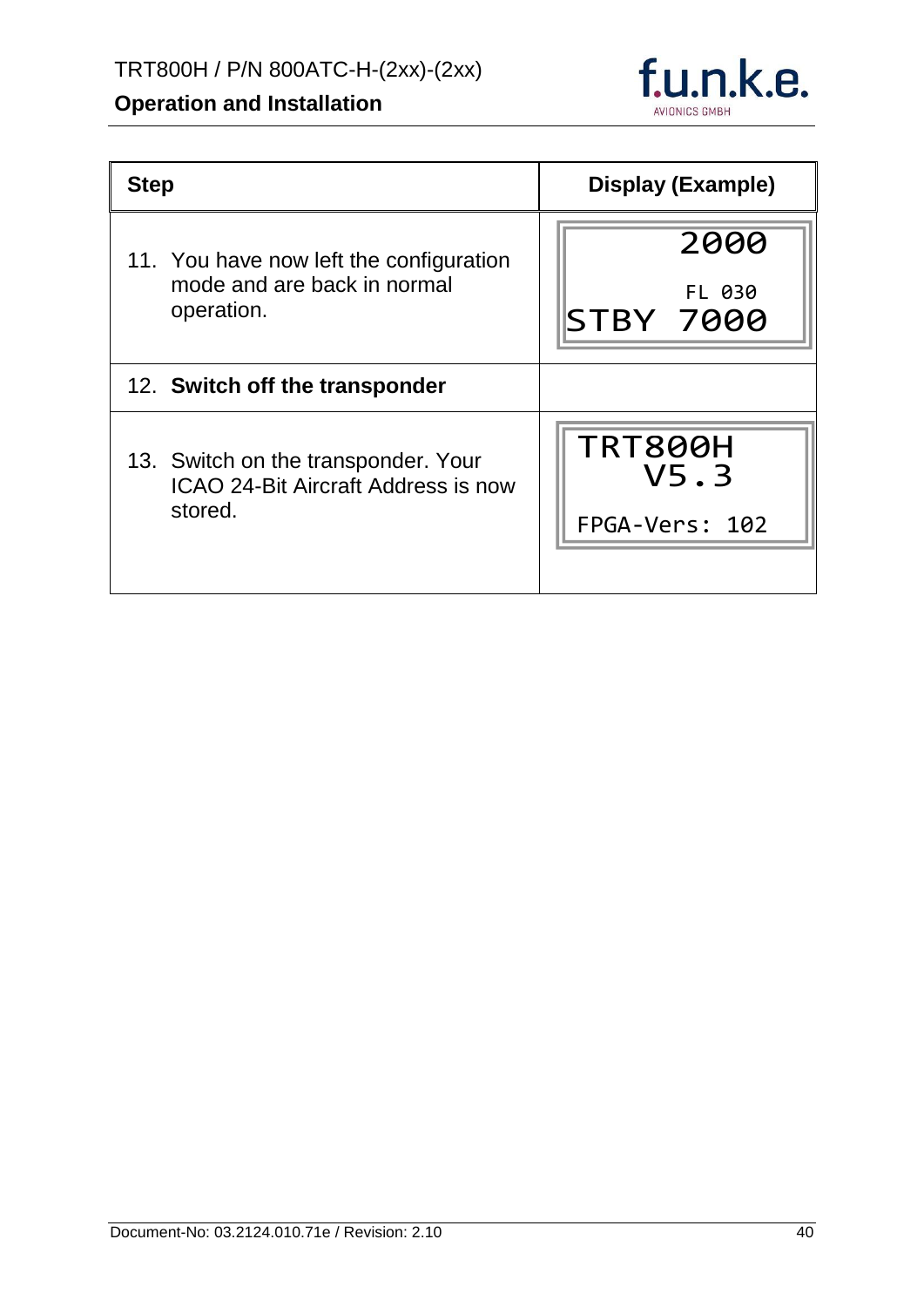| Step | Display (Example) |
| --- | --- |
| 11. You have now left the configuration mode and are back in normal operation. | 2000<br>FL 030<br>STBY 7000 |
| 12. **Switch off the transponder** | |
| 13. Switch on the transponder. Your ICAO 24-Bit Aircraft Address is now stored. | TRT800H<br>V5.3<br>FPGA-Vers: 102 |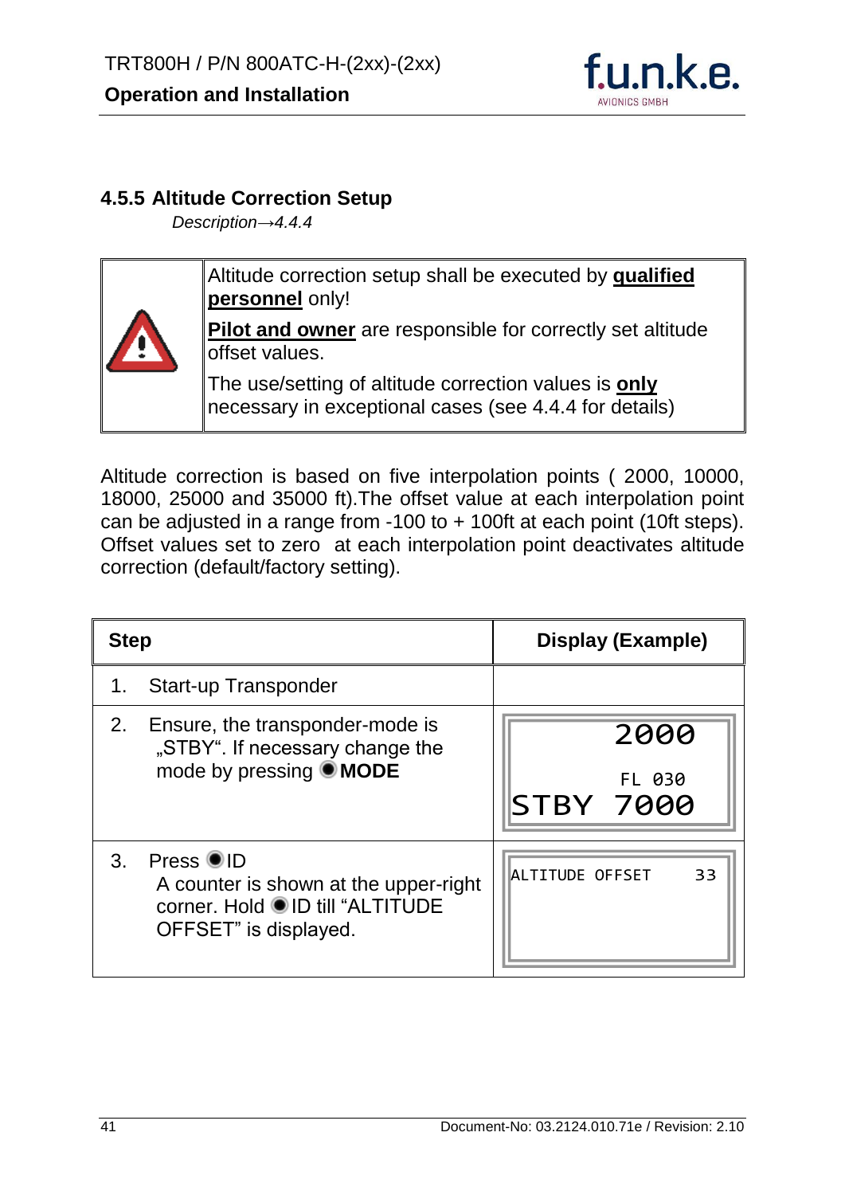### 4.5.5 Altitude Correction Setup

*Description→4.4.4*

| | |
|---|---|
| ⚠ | Altitude correction setup shall be executed by **qualified personnel** only!<br><br>**Pilot and owner** are responsible for correctly set altitude offset values.<br><br>The use/setting of altitude correction values is **only** necessary in exceptional cases (see 4.4.4 for details) |

Altitude correction is based on five interpolation points ( 2000, 10000, 18000, 25000 and 35000 ft).The offset value at each interpolation point can be adjusted in a range from -100 to + 100ft at each point (10ft steps). Offset values set to zero at each interpolation point deactivates altitude correction (default/factory setting).

| Step | Display (Example) |
|---|---|
| 1. Start-up Transponder | |
| 2. Ensure, the transponder-mode is „STBY". If necessary change the mode by pressing ● **MODE** | 2000<br>FL 030<br>STBY 7000 |
| 3. Press ● ID<br>A counter is shown at the upper-right corner. Hold ● ID till "ALTITUDE OFFSET" is displayed. | ALTITUDE OFFSET 33 |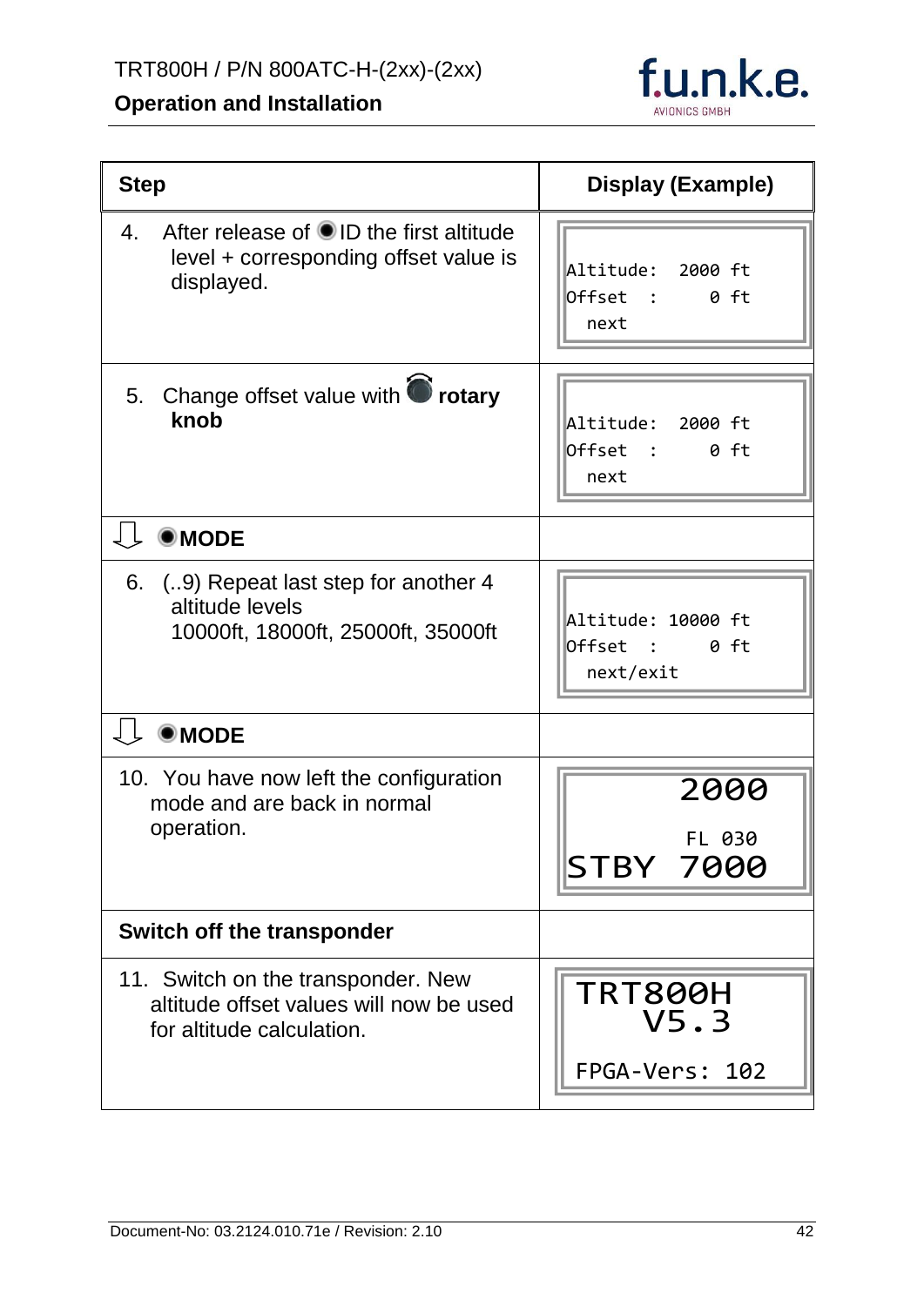| Step | Display (Example) |
|---|---|
| 4. After release of ID the first altitude level + corresponding offset value is displayed. | Altitude: 2000 ft<br>Offset : 0 ft<br>next |
| 5. Change offset value with **rotary knob** | Altitude: 2000 ft<br>Offset : 0 ft<br>next |
| ⇩ **MODE** | |
| 6. (..9) Repeat last step for another 4 altitude levels 10000ft, 18000ft, 25000ft, 35000ft | Altitude: 10000 ft<br>Offset : 0 ft<br>next/exit |
| ⇩ **MODE** | |
| 10. You have now left the configuration mode and are back in normal operation. | 2000<br>FL 030<br>STBY 7000 |
| **Switch off the transponder** | |
| 11. Switch on the transponder. New altitude offset values will now be used for altitude calculation. | TRT800H<br>V5.3<br>FPGA-Vers: 102 |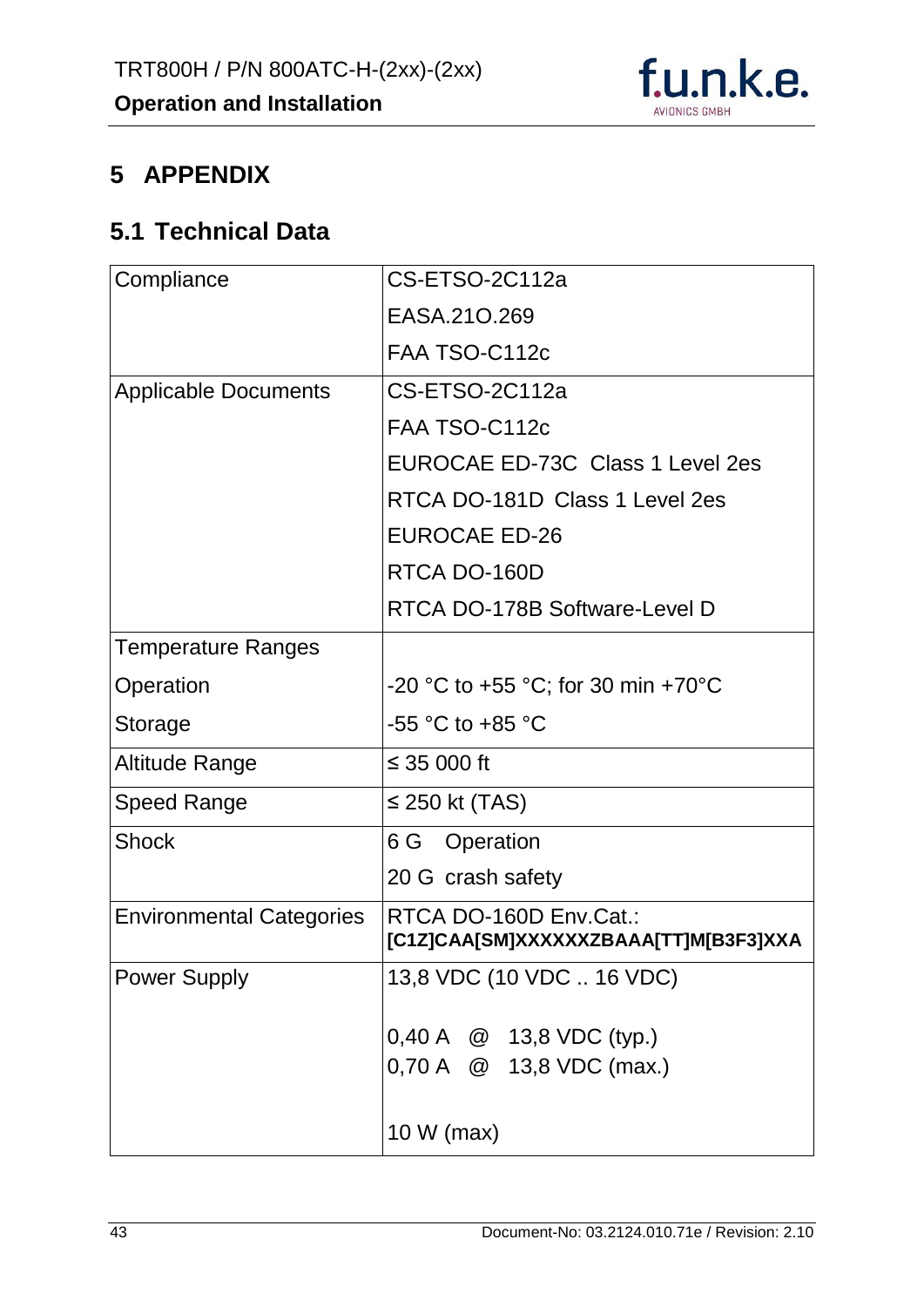# 5 APPENDIX

## 5.1 Technical Data

| | |
|---|---|
| Compliance | CS-ETSO-2C112a<br>EASA.21O.269<br>FAA TSO-C112c |
| Applicable Documents | CS-ETSO-2C112a<br>FAA TSO-C112c<br>EUROCAE ED-73C Class 1 Level 2es<br>RTCA DO-181D Class 1 Level 2es<br>EUROCAE ED-26<br>RTCA DO-160D<br>RTCA DO-178B Software-Level D |
| Temperature Ranges | |
| Operation | -20 °C to +55 °C; for 30 min +70°C |
| Storage | -55 °C to +85 °C |
| Altitude Range | ≤ 35 000 ft |
| Speed Range | ≤ 250 kt (TAS) |
| Shock | 6 G Operation<br>20 G crash safety |
| Environmental Categories | RTCA DO-160D Env.Cat.:<br>**[C1Z]CAA[SM]XXXXXXZBAAA[TT]M[B3F3]XXA** |
| Power Supply | 13,8 VDC (10 VDC .. 16 VDC)<br><br>0,40 A @ 13,8 VDC (typ.)<br>0,70 A @ 13,8 VDC (max.)<br><br>10 W (max) |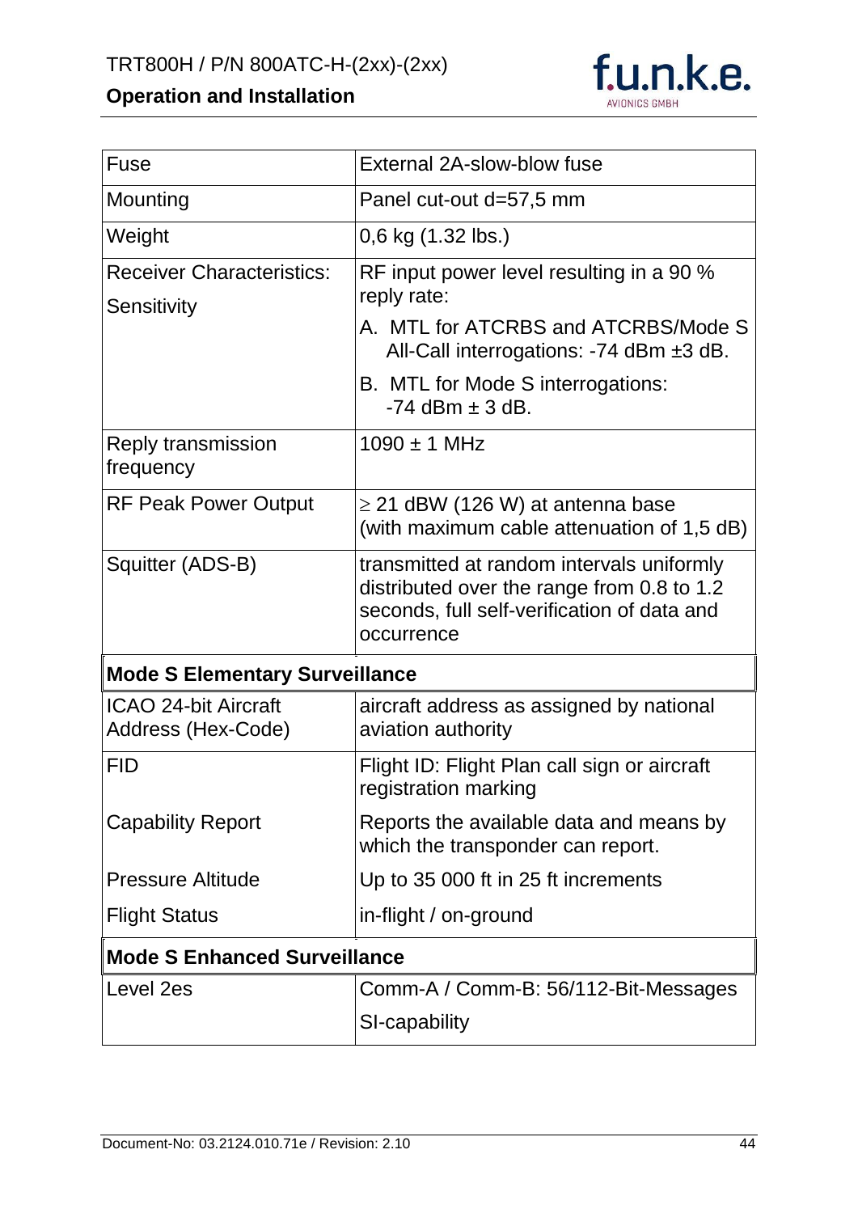| | |
|---|---|
| Fuse | External 2A-slow-blow fuse |
| Mounting | Panel cut-out d=57,5 mm |
| Weight | 0,6 kg (1.32 lbs.) |
| Receiver Characteristics:<br>Sensitivity | RF input power level resulting in a 90 % reply rate:<br>A. MTL for ATCRBS and ATCRBS/Mode S All-Call interrogations: -74 dBm ±3 dB.<br>B. MTL for Mode S interrogations: -74 dBm ± 3 dB. |
| Reply transmission frequency | 1090 ± 1 MHz |
| RF Peak Power Output | ≥ 21 dBW (126 W) at antenna base (with maximum cable attenuation of 1,5 dB) |
| Squitter (ADS-B) | transmitted at random intervals uniformly distributed over the range from 0.8 to 1.2 seconds, full self-verification of data and occurrence |
| **Mode S Elementary Surveillance** | |
| ICAO 24-bit Aircraft Address (Hex-Code) | aircraft address as assigned by national aviation authority |
| FID<br><br>Capability Report<br><br>Pressure Altitude<br><br>Flight Status | Flight ID: Flight Plan call sign or aircraft registration marking<br><br>Reports the available data and means by which the transponder can report.<br><br>Up to 35 000 ft in 25 ft increments<br><br>in-flight / on-ground |
| **Mode S Enhanced Surveillance** | |
| Level 2es | Comm-A / Comm-B: 56/112-Bit-Messages<br>SI-capability |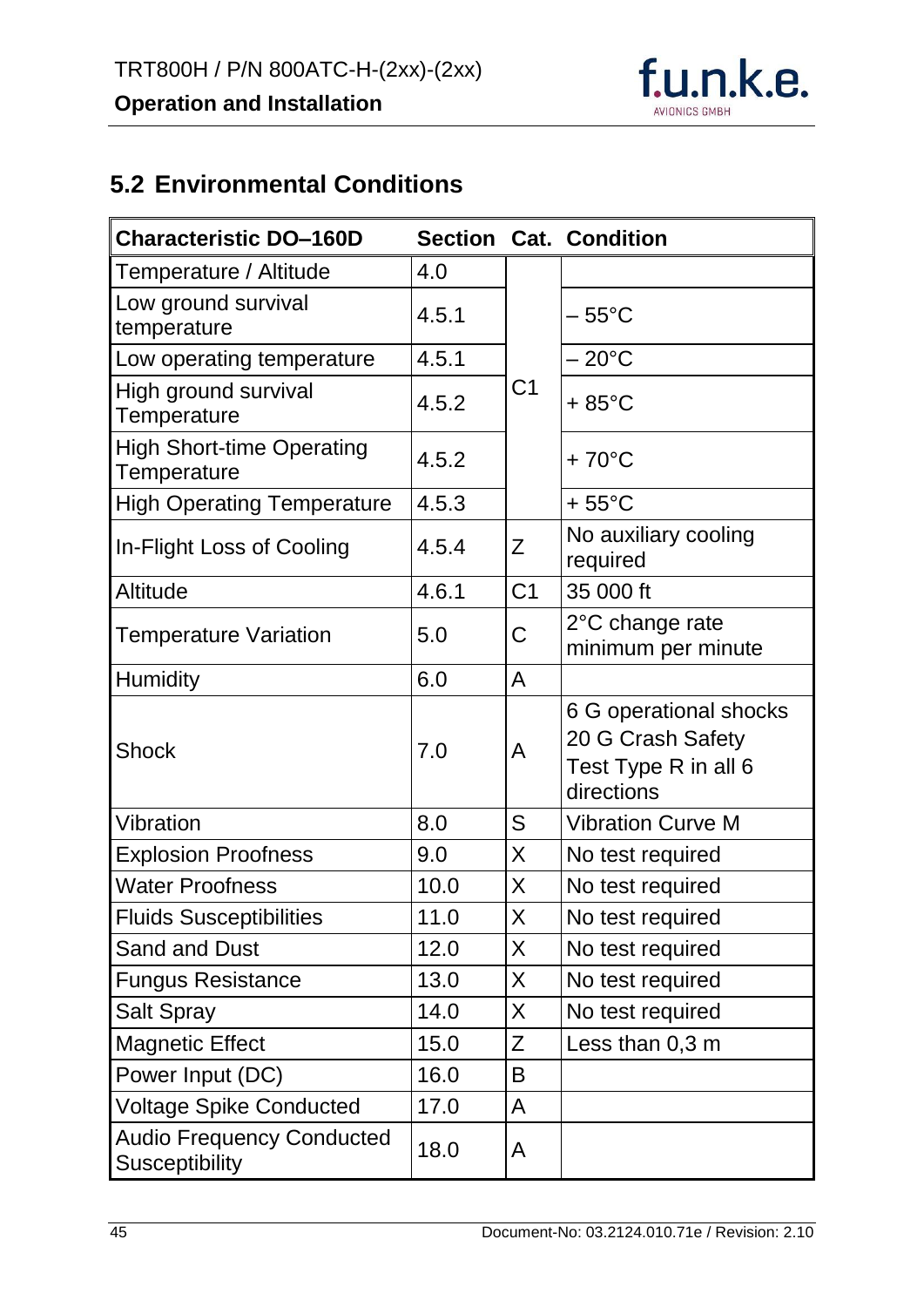## 5.2 Environmental Conditions

| Characteristic DO–160D | Section | Cat. | Condition |
|---|---|---|---|
| Temperature / Altitude | 4.0 | C1 | |
| Low ground survival temperature | 4.5.1 | | – 55°C |
| Low operating temperature | 4.5.1 | | – 20°C |
| High ground survival Temperature | 4.5.2 | | + 85°C |
| High Short-time Operating Temperature | 4.5.2 | | + 70°C |
| High Operating Temperature | 4.5.3 | | + 55°C |
| In-Flight Loss of Cooling | 4.5.4 | Z | No auxiliary cooling required |
| Altitude | 4.6.1 | C1 | 35 000 ft |
| Temperature Variation | 5.0 | C | 2°C change rate minimum per minute |
| Humidity | 6.0 | A | |
| Shock | 7.0 | A | 6 G operational shocks<br>20 G Crash Safety<br>Test Type R in all 6 directions |
| Vibration | 8.0 | S | Vibration Curve M |
| Explosion Proofness | 9.0 | X | No test required |
| Water Proofness | 10.0 | X | No test required |
| Fluids Susceptibilities | 11.0 | X | No test required |
| Sand and Dust | 12.0 | X | No test required |
| Fungus Resistance | 13.0 | X | No test required |
| Salt Spray | 14.0 | X | No test required |
| Magnetic Effect | 15.0 | Z | Less than 0,3 m |
| Power Input (DC) | 16.0 | B | |
| Voltage Spike Conducted | 17.0 | A | |
| Audio Frequency Conducted Susceptibility | 18.0 | A | |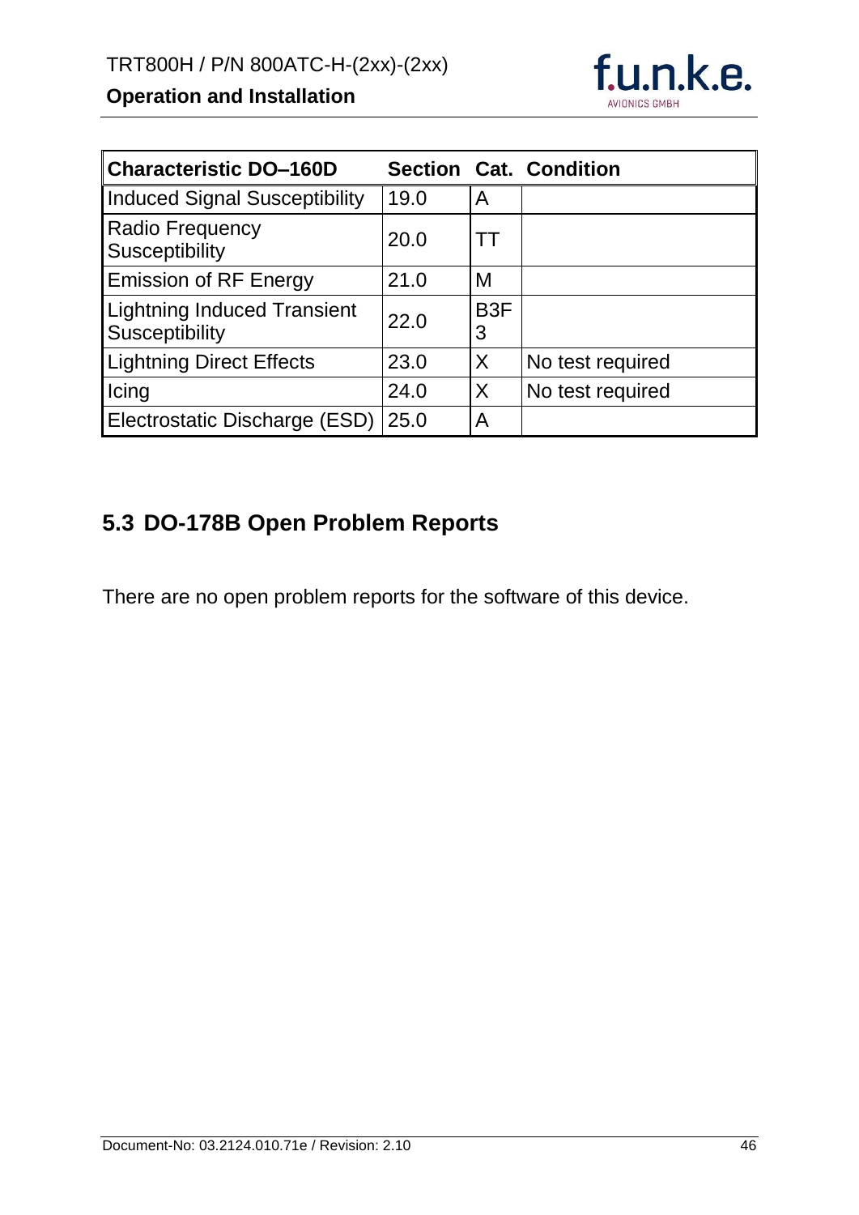| Characteristic DO–160D | Section | Cat. | Condition |
|---|---|---|---|
| Induced Signal Susceptibility | 19.0 | A | |
| Radio Frequency Susceptibility | 20.0 | TT | |
| Emission of RF Energy | 21.0 | M | |
| Lightning Induced Transient Susceptibility | 22.0 | B3F3 | |
| Lightning Direct Effects | 23.0 | X | No test required |
| Icing | 24.0 | X | No test required |
| Electrostatic Discharge (ESD) | 25.0 | A | |

## 5.3 DO-178B Open Problem Reports

There are no open problem reports for the software of this device.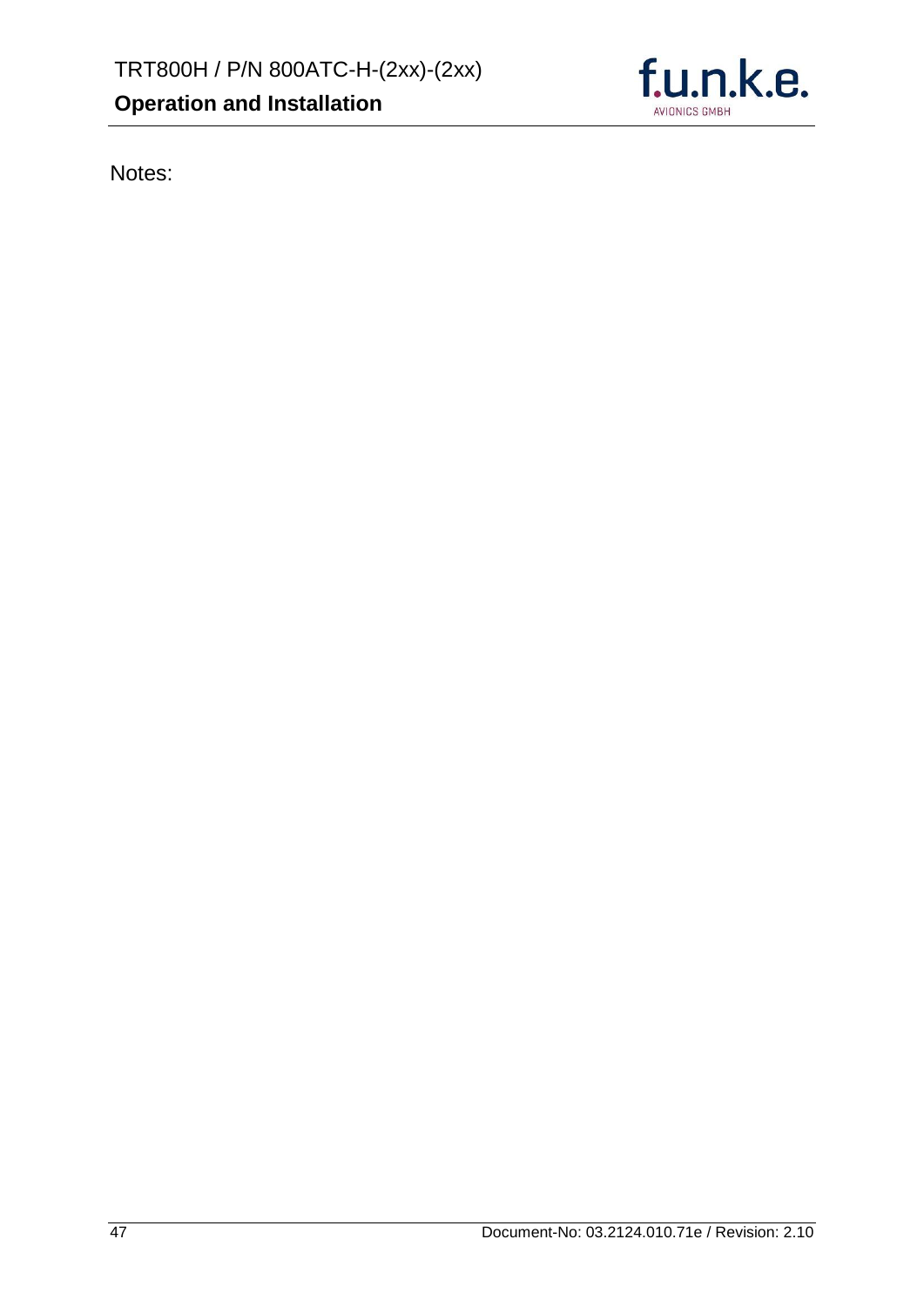Notes: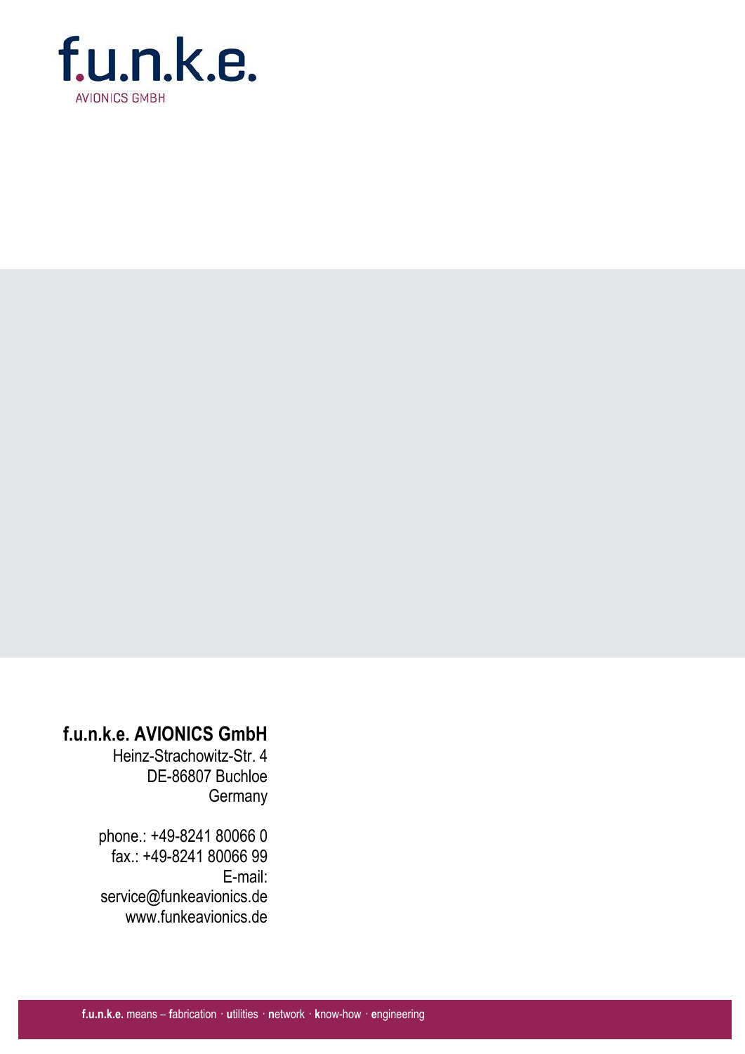f.u.n.k.e.
AVIONICS GMBH

**f.u.n.k.e. AVIONICS GmbH**
Heinz-Strachowitz-Str. 4
DE-86807 Buchloe
Germany

phone.: +49-8241 80066 0
fax.: +49-8241 80066 99
E-mail:
service@funkeavionics.de
www.funkeavionics.de

**f.u.n.k.e.** means – **f**abrication · **u**tilities · **n**etwork · **k**now-how · **e**ngineering